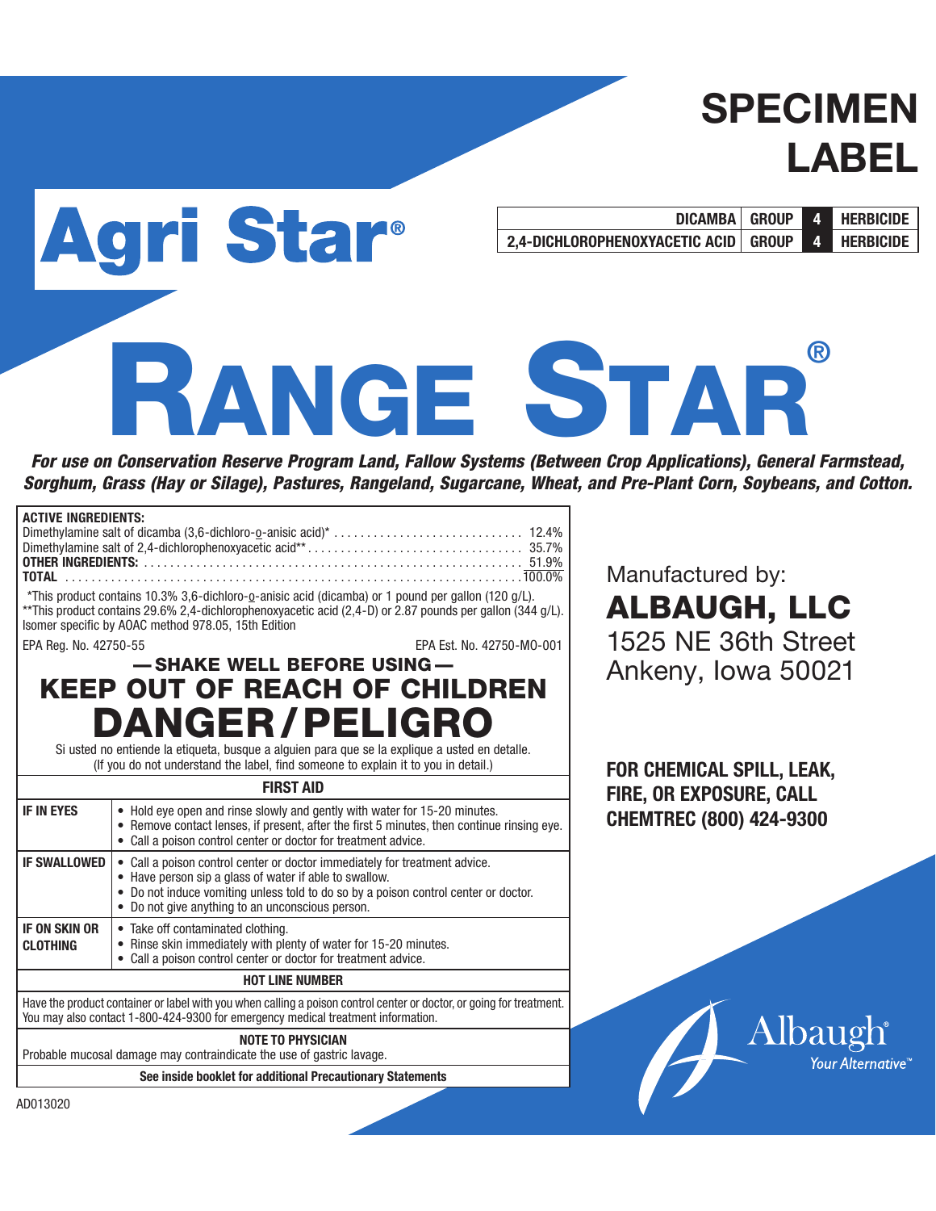# SPECIMEN LABEL

**Agri Star®**

| DICAMBA | GROUP | 4 | HERBICIDE |
|---|---|---|---|
| 2,4-DICHLOROPHENOXYACETIC ACID | GROUP | 4 | HERBICIDE |

# RANGE STAR®

***For use on Conservation Reserve Program Land, Fallow Systems (Between Crop Applications), General Farmstead, Sorghum, Grass (Hay or Silage), Pastures, Rangeland, Sugarcane, Wheat, and Pre-Plant Corn, Soybeans, and Cotton.***

**ACTIVE INGREDIENTS:**

| | |
|---|---|
| Dimethylamine salt of dicamba (3,6-dichloro-o-anisic acid)* | 12.4% |
| Dimethylamine salt of 2,4-dichlorophenoxyacetic acid** | 35.7% |
| **OTHER INGREDIENTS:** | 51.9% |
| **TOTAL** | 100.0% |

*This product contains 10.3% 3,6-dichloro-o-anisic acid (dicamba) or 1 pound per gallon (120 g/L).
**This product contains 29.6% 2,4-dichlorophenoxyacetic acid (2,4-D) or 2.87 pounds per gallon (344 g/L). Isomer specific by AOAC method 978.05, 15th Edition

EPA Reg. No. 42750-55 EPA Est. No. 42750-MO-001

**— SHAKE WELL BEFORE USING —**

## KEEP OUT OF REACH OF CHILDREN

# DANGER / PELIGRO

Si usted no entiende la etiqueta, busque a alguien para que se la explique a usted en detalle.
(If you do not understand the label, find someone to explain it to you in detail.)

**FIRST AID**

| | |
|---|---|
| **IF IN EYES** | • Hold eye open and rinse slowly and gently with water for 15-20 minutes.<br>• Remove contact lenses, if present, after the first 5 minutes, then continue rinsing eye.<br>• Call a poison control center or doctor for treatment advice. |
| **IF SWALLOWED** | • Call a poison control center or doctor immediately for treatment advice.<br>• Have person sip a glass of water if able to swallow.<br>• Do not induce vomiting unless told to do so by a poison control center or doctor.<br>• Do not give anything to an unconscious person. |
| **IF ON SKIN OR CLOTHING** | • Take off contaminated clothing.<br>• Rinse skin immediately with plenty of water for 15-20 minutes.<br>• Call a poison control center or doctor for treatment advice. |

**HOT LINE NUMBER**

Have the product container or label with you when calling a poison control center or doctor, or going for treatment. You may also contact 1-800-424-9300 for emergency medical treatment information.

**NOTE TO PHYSICIAN**

Probable mucosal damage may contraindicate the use of gastric lavage.

**See inside booklet for additional Precautionary Statements**

Manufactured by:
**ALBAUGH, LLC**
1525 NE 36th Street
Ankeny, Iowa 50021

**FOR CHEMICAL SPILL, LEAK, FIRE, OR EXPOSURE, CALL CHEMTREC (800) 424-9300**

Albaugh® Your Alternative™

AD013020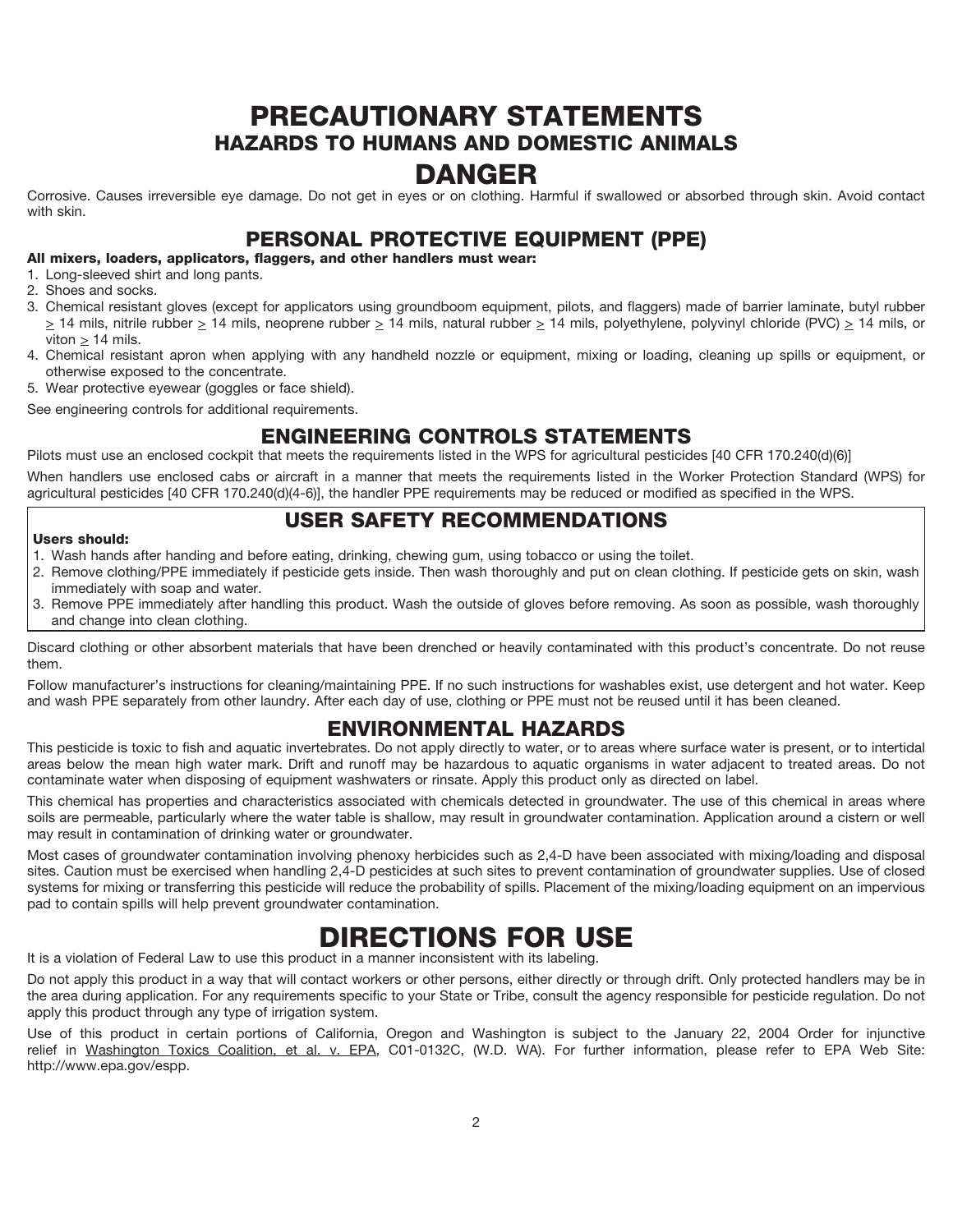# PRECAUTIONARY STATEMENTS

## HAZARDS TO HUMANS AND DOMESTIC ANIMALS

# DANGER

Corrosive. Causes irreversible eye damage. Do not get in eyes or on clothing. Harmful if swallowed or absorbed through skin. Avoid contact with skin.

## PERSONAL PROTECTIVE EQUIPMENT (PPE)

**All mixers, loaders, applicators, flaggers, and other handlers must wear:**

1. Long-sleeved shirt and long pants.
2. Shoes and socks.
3. Chemical resistant gloves (except for applicators using groundboom equipment, pilots, and flaggers) made of barrier laminate, butyl rubber ≥ 14 mils, nitrile rubber ≥ 14 mils, neoprene rubber ≥ 14 mils, natural rubber ≥ 14 mils, polyethylene, polyvinyl chloride (PVC) ≥ 14 mils, or viton ≥ 14 mils.
4. Chemical resistant apron when applying with any handheld nozzle or equipment, mixing or loading, cleaning up spills or equipment, or otherwise exposed to the concentrate.
5. Wear protective eyewear (goggles or face shield).

See engineering controls for additional requirements.

## ENGINEERING CONTROLS STATEMENTS

Pilots must use an enclosed cockpit that meets the requirements listed in the WPS for agricultural pesticides [40 CFR 170.240(d)(6)]

When handlers use enclosed cabs or aircraft in a manner that meets the requirements listed in the Worker Protection Standard (WPS) for agricultural pesticides [40 CFR 170.240(d)(4-6)], the handler PPE requirements may be reduced or modified as specified in the WPS.

## USER SAFETY RECOMMENDATIONS

**Users should:**

1. Wash hands after handing and before eating, drinking, chewing gum, using tobacco or using the toilet.
2. Remove clothing/PPE immediately if pesticide gets inside. Then wash thoroughly and put on clean clothing. If pesticide gets on skin, wash immediately with soap and water.
3. Remove PPE immediately after handling this product. Wash the outside of gloves before removing. As soon as possible, wash thoroughly and change into clean clothing.

Discard clothing or other absorbent materials that have been drenched or heavily contaminated with this product's concentrate. Do not reuse them.

Follow manufacturer's instructions for cleaning/maintaining PPE. If no such instructions for washables exist, use detergent and hot water. Keep and wash PPE separately from other laundry. After each day of use, clothing or PPE must not be reused until it has been cleaned.

## ENVIRONMENTAL HAZARDS

This pesticide is toxic to fish and aquatic invertebrates. Do not apply directly to water, or to areas where surface water is present, or to intertidal areas below the mean high water mark. Drift and runoff may be hazardous to aquatic organisms in water adjacent to treated areas. Do not contaminate water when disposing of equipment washwaters or rinsate. Apply this product only as directed on label.

This chemical has properties and characteristics associated with chemicals detected in groundwater. The use of this chemical in areas where soils are permeable, particularly where the water table is shallow, may result in groundwater contamination. Application around a cistern or well may result in contamination of drinking water or groundwater.

Most cases of groundwater contamination involving phenoxy herbicides such as 2,4-D have been associated with mixing/loading and disposal sites. Caution must be exercised when handling 2,4-D pesticides at such sites to prevent contamination of groundwater supplies. Use of closed systems for mixing or transferring this pesticide will reduce the probability of spills. Placement of the mixing/loading equipment on an impervious pad to contain spills will help prevent groundwater contamination.

# DIRECTIONS FOR USE

It is a violation of Federal Law to use this product in a manner inconsistent with its labeling.

Do not apply this product in a way that will contact workers or other persons, either directly or through drift. Only protected handlers may be in the area during application. For any requirements specific to your State or Tribe, consult the agency responsible for pesticide regulation. Do not apply this product through any type of irrigation system.

Use of this product in certain portions of California, Oregon and Washington is subject to the January 22, 2004 Order for injunctive relief in Washington Toxics Coalition, et al. v. EPA, C01-0132C, (W.D. WA). For further information, please refer to EPA Web Site: http://www.epa.gov/espp.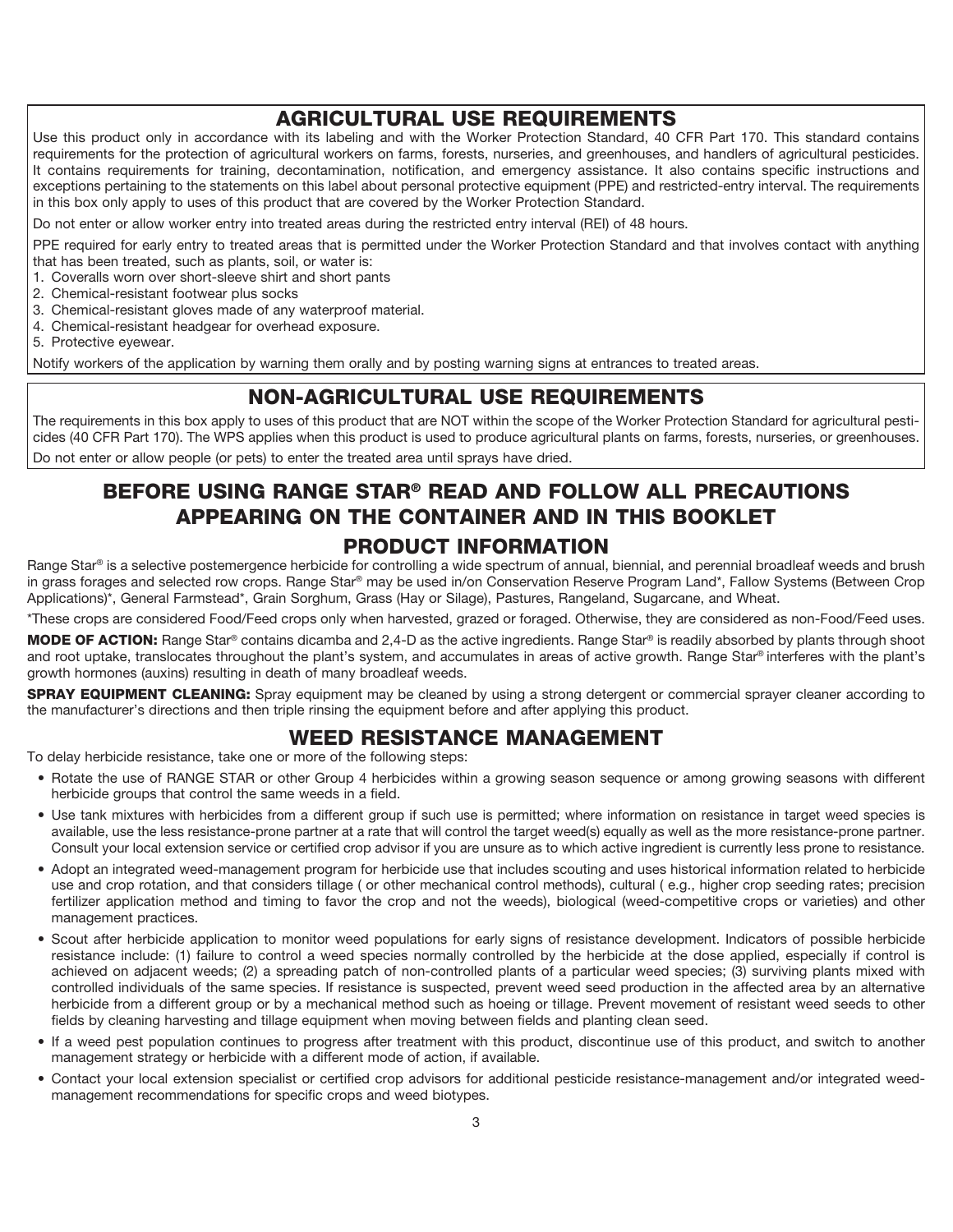## AGRICULTURAL USE REQUIREMENTS

Use this product only in accordance with its labeling and with the Worker Protection Standard, 40 CFR Part 170. This standard contains requirements for the protection of agricultural workers on farms, forests, nurseries, and greenhouses, and handlers of agricultural pesticides. It contains requirements for training, decontamination, notification, and emergency assistance. It also contains specific instructions and exceptions pertaining to the statements on this label about personal protective equipment (PPE) and restricted-entry interval. The requirements in this box only apply to uses of this product that are covered by the Worker Protection Standard.

Do not enter or allow worker entry into treated areas during the restricted entry interval (REI) of 48 hours.

PPE required for early entry to treated areas that is permitted under the Worker Protection Standard and that involves contact with anything that has been treated, such as plants, soil, or water is:

1. Coveralls worn over short-sleeve shirt and short pants
2. Chemical-resistant footwear plus socks
3. Chemical-resistant gloves made of any waterproof material.
4. Chemical-resistant headgear for overhead exposure.
5. Protective eyewear.

Notify workers of the application by warning them orally and by posting warning signs at entrances to treated areas.

## NON-AGRICULTURAL USE REQUIREMENTS

The requirements in this box apply to uses of this product that are NOT within the scope of the Worker Protection Standard for agricultural pesticides (40 CFR Part 170). The WPS applies when this product is used to produce agricultural plants on farms, forests, nurseries, or greenhouses.

Do not enter or allow people (or pets) to enter the treated area until sprays have dried.

## BEFORE USING RANGE STAR® READ AND FOLLOW ALL PRECAUTIONS APPEARING ON THE CONTAINER AND IN THIS BOOKLET

## PRODUCT INFORMATION

Range Star® is a selective postemergence herbicide for controlling a wide spectrum of annual, biennial, and perennial broadleaf weeds and brush in grass forages and selected row crops. Range Star® may be used in/on Conservation Reserve Program Land*, Fallow Systems (Between Crop Applications)*, General Farmstead*, Grain Sorghum, Grass (Hay or Silage), Pastures, Rangeland, Sugarcane, and Wheat.

*These crops are considered Food/Feed crops only when harvested, grazed or foraged. Otherwise, they are considered as non-Food/Feed uses.

**MODE OF ACTION:** Range Star® contains dicamba and 2,4-D as the active ingredients. Range Star® is readily absorbed by plants through shoot and root uptake, translocates throughout the plant's system, and accumulates in areas of active growth. Range Star® interferes with the plant's growth hormones (auxins) resulting in death of many broadleaf weeds.

**SPRAY EQUIPMENT CLEANING:** Spray equipment may be cleaned by using a strong detergent or commercial sprayer cleaner according to the manufacturer's directions and then triple rinsing the equipment before and after applying this product.

## WEED RESISTANCE MANAGEMENT

To delay herbicide resistance, take one or more of the following steps:

- Rotate the use of RANGE STAR or other Group 4 herbicides within a growing season sequence or among growing seasons with different herbicide groups that control the same weeds in a field.
- Use tank mixtures with herbicides from a different group if such use is permitted; where information on resistance in target weed species is available, use the less resistance-prone partner at a rate that will control the target weed(s) equally as well as the more resistance-prone partner. Consult your local extension service or certified crop advisor if you are unsure as to which active ingredient is currently less prone to resistance.
- Adopt an integrated weed-management program for herbicide use that includes scouting and uses historical information related to herbicide use and crop rotation, and that considers tillage ( or other mechanical control methods), cultural ( e.g., higher crop seeding rates; precision fertilizer application method and timing to favor the crop and not the weeds), biological (weed-competitive crops or varieties) and other management practices.
- Scout after herbicide application to monitor weed populations for early signs of resistance development. Indicators of possible herbicide resistance include: (1) failure to control a weed species normally controlled by the herbicide at the dose applied, especially if control is achieved on adjacent weeds; (2) a spreading patch of non-controlled plants of a particular weed species; (3) surviving plants mixed with controlled individuals of the same species. If resistance is suspected, prevent weed seed production in the affected area by an alternative herbicide from a different group or by a mechanical method such as hoeing or tillage. Prevent movement of resistant weed seeds to other fields by cleaning harvesting and tillage equipment when moving between fields and planting clean seed.
- If a weed pest population continues to progress after treatment with this product, discontinue use of this product, and switch to another management strategy or herbicide with a different mode of action, if available.
- Contact your local extension specialist or certified crop advisors for additional pesticide resistance-management and/or integrated weed-management recommendations for specific crops and weed biotypes.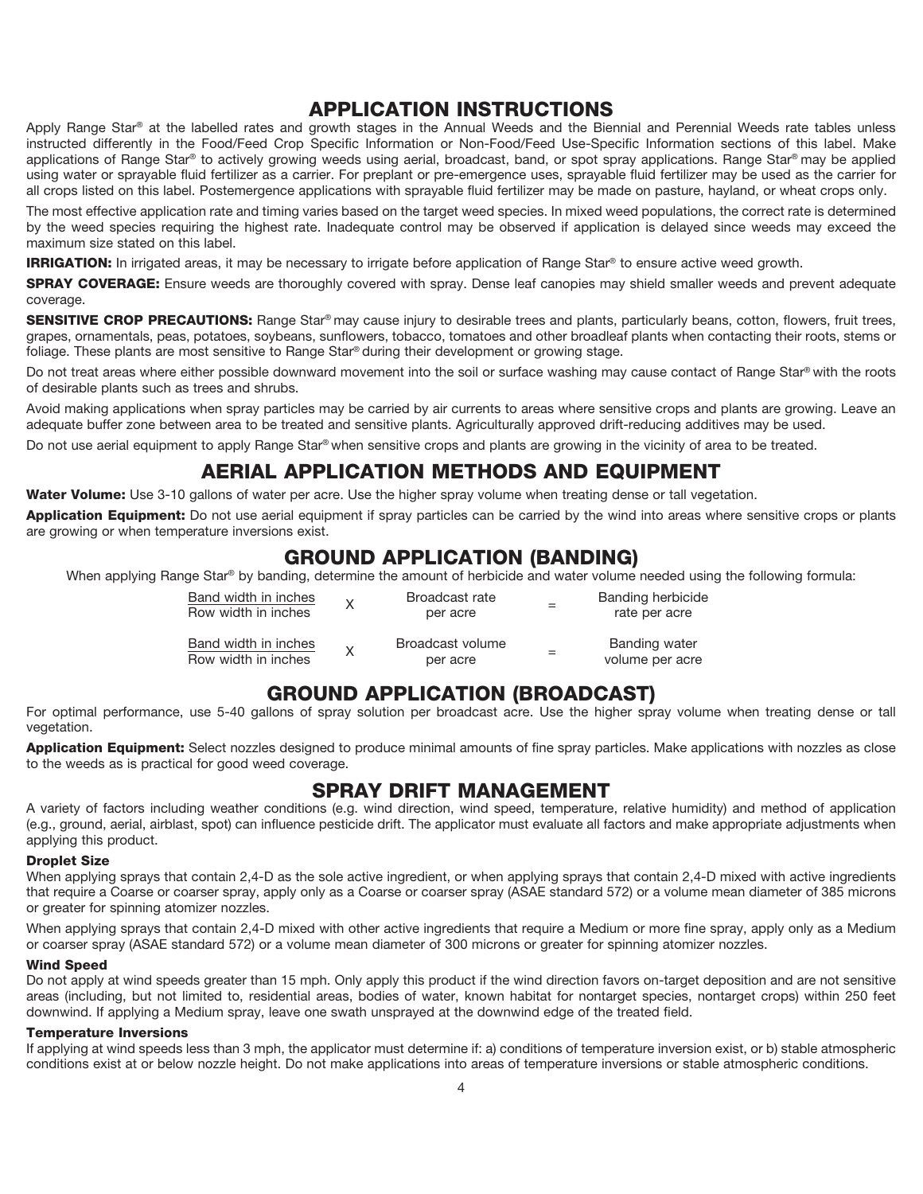## APPLICATION INSTRUCTIONS

Apply Range Star® at the labelled rates and growth stages in the Annual Weeds and the Biennial and Perennial Weeds rate tables unless instructed differently in the Food/Feed Crop Specific Information or Non-Food/Feed Use-Specific Information sections of this label. Make applications of Range Star® to actively growing weeds using aerial, broadcast, band, or spot spray applications. Range Star® may be applied using water or sprayable fluid fertilizer as a carrier. For preplant or pre-emergence uses, sprayable fluid fertilizer may be used as the carrier for all crops listed on this label. Postemergence applications with sprayable fluid fertilizer may be made on pasture, hayland, or wheat crops only.

The most effective application rate and timing varies based on the target weed species. In mixed weed populations, the correct rate is determined by the weed species requiring the highest rate. Inadequate control may be observed if application is delayed since weeds may exceed the maximum size stated on this label.

**IRRIGATION:** In irrigated areas, it may be necessary to irrigate before application of Range Star® to ensure active weed growth.

**SPRAY COVERAGE:** Ensure weeds are thoroughly covered with spray. Dense leaf canopies may shield smaller weeds and prevent adequate coverage.

**SENSITIVE CROP PRECAUTIONS:** Range Star® may cause injury to desirable trees and plants, particularly beans, cotton, flowers, fruit trees, grapes, ornamentals, peas, potatoes, soybeans, sunflowers, tobacco, tomatoes and other broadleaf plants when contacting their roots, stems or foliage. These plants are most sensitive to Range Star® during their development or growing stage.

Do not treat areas where either possible downward movement into the soil or surface washing may cause contact of Range Star® with the roots of desirable plants such as trees and shrubs.

Avoid making applications when spray particles may be carried by air currents to areas where sensitive crops and plants are growing. Leave an adequate buffer zone between area to be treated and sensitive plants. Agriculturally approved drift-reducing additives may be used.

Do not use aerial equipment to apply Range Star® when sensitive crops and plants are growing in the vicinity of area to be treated.

## AERIAL APPLICATION METHODS AND EQUIPMENT

**Water Volume:** Use 3-10 gallons of water per acre. Use the higher spray volume when treating dense or tall vegetation.

**Application Equipment:** Do not use aerial equipment if spray particles can be carried by the wind into areas where sensitive crops or plants are growing or when temperature inversions exist.

## GROUND APPLICATION (BANDING)

When applying Range Star® by banding, determine the amount of herbicide and water volume needed using the following formula:

$$\frac{\text{Band width in inches}}{\text{Row width in inches}} \times \text{Broadcast rate per acre} = \text{Banding herbicide rate per acre}$$

$$\frac{\text{Band width in inches}}{\text{Row width in inches}} \times \text{Broadcast volume per acre} = \text{Banding water volume per acre}$$

## GROUND APPLICATION (BROADCAST)

For optimal performance, use 5-40 gallons of spray solution per broadcast acre. Use the higher spray volume when treating dense or tall vegetation.

**Application Equipment:** Select nozzles designed to produce minimal amounts of fine spray particles. Make applications with nozzles as close to the weeds as is practical for good weed coverage.

## SPRAY DRIFT MANAGEMENT

A variety of factors including weather conditions (e.g. wind direction, wind speed, temperature, relative humidity) and method of application (e.g., ground, aerial, airblast, spot) can influence pesticide drift. The applicator must evaluate all factors and make appropriate adjustments when applying this product.

#### Droplet Size

When applying sprays that contain 2,4-D as the sole active ingredient, or when applying sprays that contain 2,4-D mixed with active ingredients that require a Coarse or coarser spray, apply only as a Coarse or coarser spray (ASAE standard 572) or a volume mean diameter of 385 microns or greater for spinning atomizer nozzles.

When applying sprays that contain 2,4-D mixed with other active ingredients that require a Medium or more fine spray, apply only as a Medium or coarser spray (ASAE standard 572) or a volume mean diameter of 300 microns or greater for spinning atomizer nozzles.

#### Wind Speed

Do not apply at wind speeds greater than 15 mph. Only apply this product if the wind direction favors on-target deposition and are not sensitive areas (including, but not limited to, residential areas, bodies of water, known habitat for nontarget species, nontarget crops) within 250 feet downwind. If applying a Medium spray, leave one swath unsprayed at the downwind edge of the treated field.

#### Temperature Inversions

If applying at wind speeds less than 3 mph, the applicator must determine if: a) conditions of temperature inversion exist, or b) stable atmospheric conditions exist at or below nozzle height. Do not make applications into areas of temperature inversions or stable atmospheric conditions.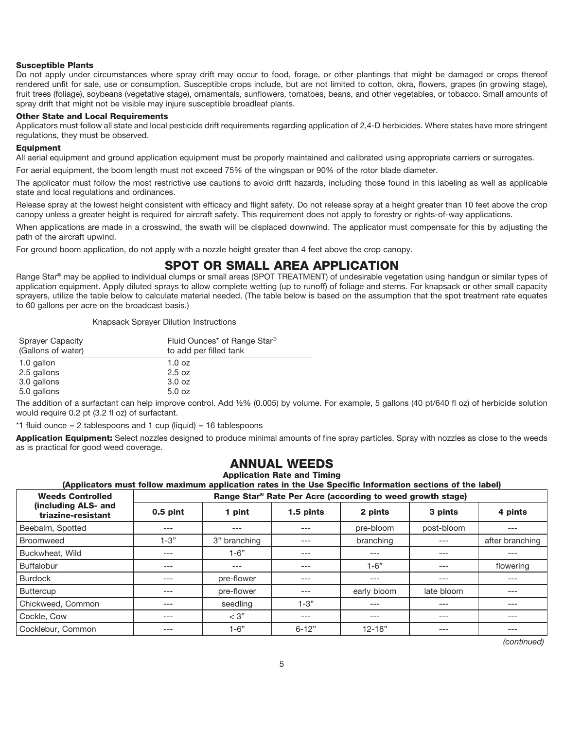**Susceptible Plants**

Do not apply under circumstances where spray drift may occur to food, forage, or other plantings that might be damaged or crops thereof rendered unfit for sale, use or consumption. Susceptible crops include, but are not limited to cotton, okra, flowers, grapes (in growing stage), fruit trees (foliage), soybeans (vegetative stage), ornamentals, sunflowers, tomatoes, beans, and other vegetables, or tobacco. Small amounts of spray drift that might not be visible may injure susceptible broadleaf plants.

**Other State and Local Requirements**

Applicators must follow all state and local pesticide drift requirements regarding application of 2,4-D herbicides. Where states have more stringent regulations, they must be observed.

**Equipment**

All aerial equipment and ground application equipment must be properly maintained and calibrated using appropriate carriers or surrogates.

For aerial equipment, the boom length must not exceed 75% of the wingspan or 90% of the rotor blade diameter.

The applicator must follow the most restrictive use cautions to avoid drift hazards, including those found in this labeling as well as applicable state and local regulations and ordinances.

Release spray at the lowest height consistent with efficacy and flight safety. Do not release spray at a height greater than 10 feet above the crop canopy unless a greater height is required for aircraft safety. This requirement does not apply to forestry or rights-of-way applications.

When applications are made in a crosswind, the swath will be displaced downwind. The applicator must compensate for this by adjusting the path of the aircraft upwind.

For ground boom application, do not apply with a nozzle height greater than 4 feet above the crop canopy.

## SPOT OR SMALL AREA APPLICATION

Range Star® may be applied to individual clumps or small areas (SPOT TREATMENT) of undesirable vegetation using handgun or similar types of application equipment. Apply diluted sprays to allow complete wetting (up to runoff) of foliage and stems. For knapsack or other small capacity sprayers, utilize the table below to calculate material needed. (The table below is based on the assumption that the spot treatment rate equates to 60 gallons per acre on the broadcast basis.)

Knapsack Sprayer Dilution Instructions

| Sprayer Capacity (Gallons of water) | Fluid Ounces* of Range Star® to add per filled tank |
|---|---|
| 1.0 gallon | 1.0 oz |
| 2.5 gallons | 2.5 oz |
| 3.0 gallons | 3.0 oz |
| 5.0 gallons | 5.0 oz |

The addition of a surfactant can help improve control. Add ½% (0.005) by volume. For example, 5 gallons (40 pt/640 fl oz) of herbicide solution would require 0.2 pt (3.2 fl oz) of surfactant.

*1 fluid ounce = 2 tablespoons and 1 cup (liquid) = 16 tablespoons

**Application Equipment:** Select nozzles designed to produce minimal amounts of fine spray particles. Spray with nozzles as close to the weeds as is practical for good weed coverage.

## ANNUAL WEEDS

**Application Rate and Timing**

**(Applicators must follow maximum application rates in the Use Specific Information sections of the label)**

| Weeds Controlled (including ALS- and triazine-resistant | Range Star® Rate Per Acre (according to weed growth stage) | | | | | |
|---|---|---|---|---|---|---|
| | 0.5 pint | 1 pint | 1.5 pints | 2 pints | 3 pints | 4 pints |
| Beebalm, Spotted | --- | --- | --- | pre-bloom | post-bloom | --- |
| Broomweed | 1-3" | 3" branching | --- | branching | --- | after branching |
| Buckwheat, Wild | --- | 1-6" | --- | --- | --- | --- |
| Buffalobur | --- | --- | --- | 1-6" | --- | flowering |
| Burdock | --- | pre-flower | --- | --- | --- | --- |
| Buttercup | --- | pre-flower | --- | early bloom | late bloom | --- |
| Chickweed, Common | --- | seedling | 1-3" | --- | --- | --- |
| Cockle, Cow | --- | < 3" | --- | --- | --- | --- |
| Cocklebur, Common | --- | 1-6" | 6-12" | 12-18" | --- | --- |

*(continued)*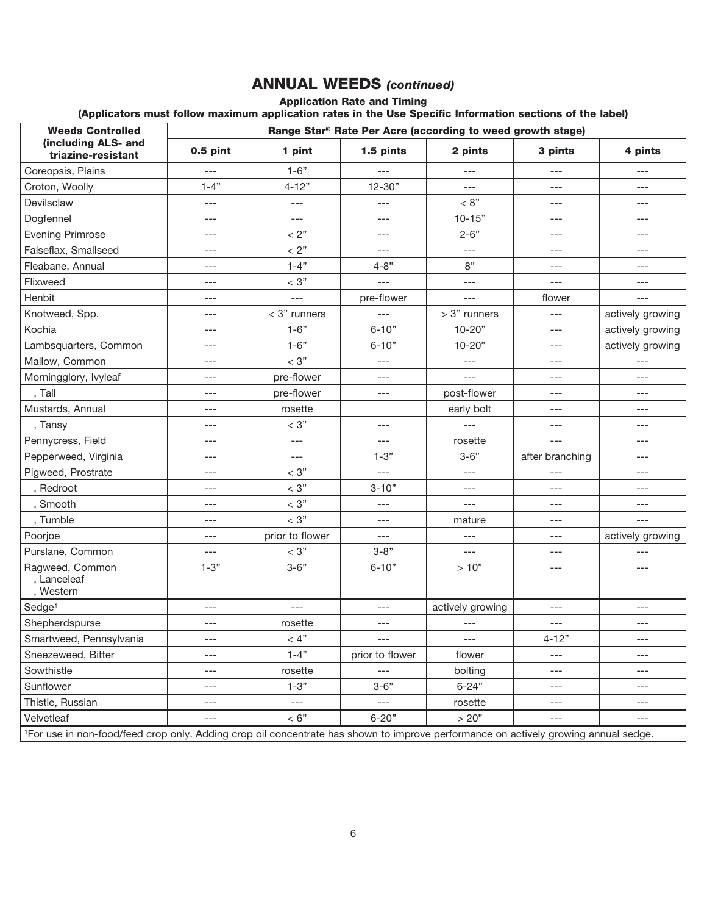## ANNUAL WEEDS *(continued)*

**Application Rate and Timing**

**(Applicators must follow maximum application rates in the Use Specific Information sections of the label)**

| Weeds Controlled (including ALS- and triazine-resistant | Range Star® Rate Per Acre (according to weed growth stage) | | | | | |
|---|---|---|---|---|---|---|
| | 0.5 pint | 1 pint | 1.5 pints | 2 pints | 3 pints | 4 pints |
| Coreopsis, Plains | --- | 1-6" | --- | --- | --- | --- |
| Croton, Woolly | 1-4" | 4-12" | 12-30" | --- | --- | --- |
| Devilsclaw | --- | --- | --- | < 8" | --- | --- |
| Dogfennel | --- | --- | --- | 10-15" | --- | --- |
| Evening Primrose | --- | < 2" | --- | 2-6" | --- | --- |
| Falseflax, Smallseed | --- | < 2" | --- | --- | --- | --- |
| Fleabane, Annual | --- | 1-4" | 4-8" | 8" | --- | --- |
| Flixweed | --- | < 3" | --- | --- | --- | --- |
| Henbit | --- | --- | pre-flower | --- | flower | --- |
| Knotweed, Spp. | --- | < 3" runners | --- | > 3" runners | --- | actively growing |
| Kochia | --- | 1-6" | 6-10" | 10-20" | --- | actively growing |
| Lambsquarters, Common | --- | 1-6" | 6-10" | 10-20" | --- | actively growing |
| Mallow, Common | --- | < 3" | --- | --- | --- | --- |
| Morningglory, Ivyleaf | --- | pre-flower | --- | --- | --- | --- |
| , Tall | --- | pre-flower | --- | post-flower | --- | --- |
| Mustards, Annual | --- | rosette | | early bolt | --- | --- |
| , Tansy | --- | < 3" | --- | --- | --- | --- |
| Pennycress, Field | --- | --- | --- | rosette | --- | --- |
| Pepperweed, Virginia | --- | --- | 1-3" | 3-6" | after branching | --- |
| Pigweed, Prostrate | --- | < 3" | --- | --- | --- | --- |
| , Redroot | --- | < 3" | 3-10" | --- | --- | --- |
| , Smooth | --- | < 3" | --- | --- | --- | --- |
| , Tumble | --- | < 3" | --- | mature | --- | --- |
| Poorjoe | --- | prior to flower | --- | --- | --- | actively growing |
| Purslane, Common | --- | < 3" | 3-8" | --- | --- | --- |
| Ragweed, Common<br>, Lanceleaf<br>, Western | 1-3" | 3-6" | 6-10" | > 10" | --- | --- |
| Sedge[1] | --- | --- | --- | actively growing | --- | --- |
| Shepherdspurse | --- | rosette | --- | --- | --- | --- |
| Smartweed, Pennsylvania | --- | < 4" | --- | --- | 4-12" | --- |
| Sneezeweed, Bitter | --- | 1-4" | prior to flower | flower | --- | --- |
| Sowthistle | --- | rosette | --- | bolting | --- | --- |
| Sunflower | --- | 1-3" | 3-6" | 6-24" | --- | --- |
| Thistle, Russian | --- | --- | --- | rosette | --- | --- |
| Velvetleaf | --- | < 6" | 6-20" | > 20" | --- | --- |

[1]For use in non-food/feed crop only. Adding crop oil concentrate has shown to improve performance on actively growing annual sedge.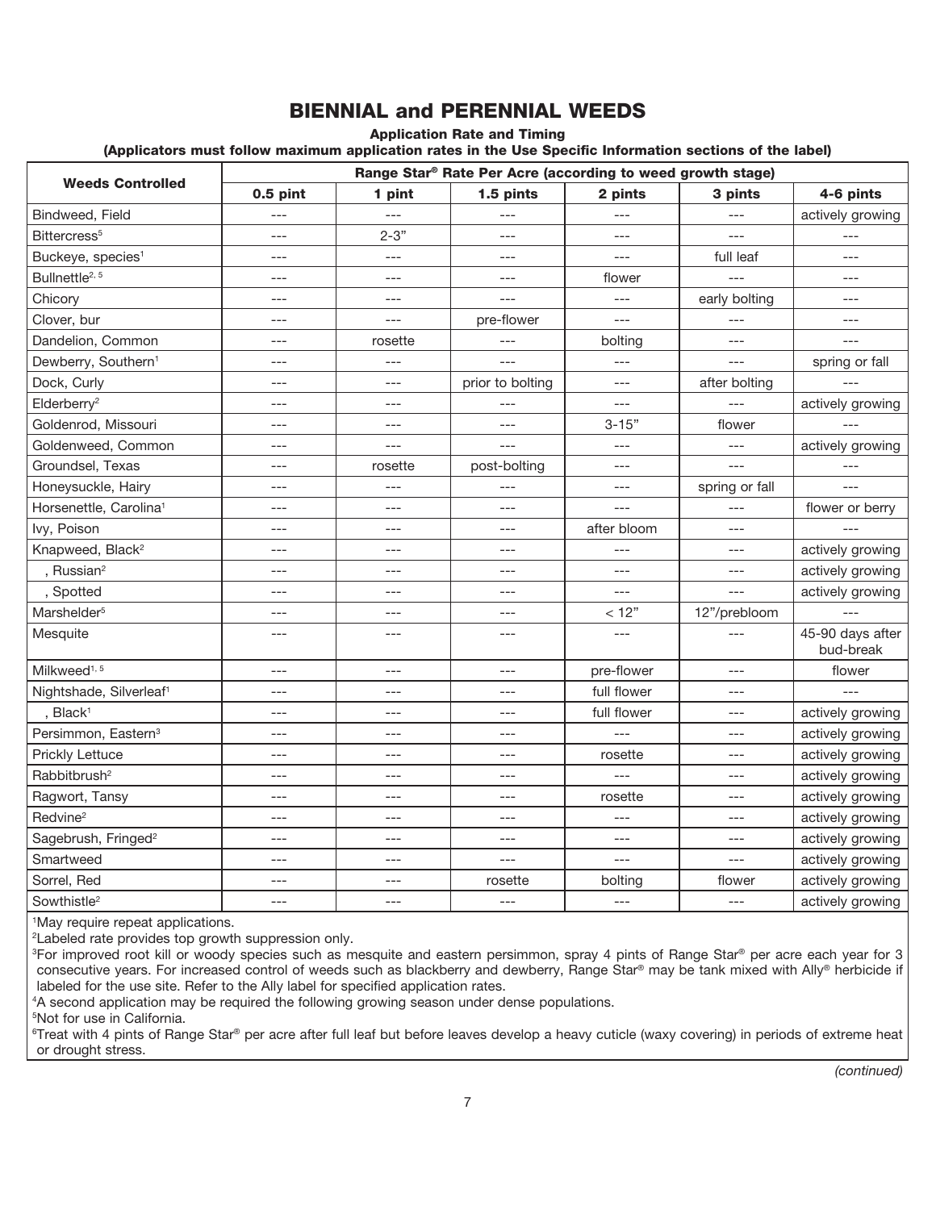# BIENNIAL and PERENNIAL WEEDS

**Application Rate and Timing**

**(Applicators must follow maximum application rates in the Use Specific Information sections of the label)**

| Weeds Controlled | Range Star® Rate Per Acre (according to weed growth stage) | | | | | |
|---|---|---|---|---|---|---|
| | **0.5 pint** | **1 pint** | **1.5 pints** | **2 pints** | **3 pints** | **4-6 pints** |
| Bindweed, Field | --- | --- | --- | --- | --- | actively growing |
| Bittercress[5] | --- | 2-3” | --- | --- | --- | --- |
| Buckeye, species[1] | --- | --- | --- | --- | full leaf | --- |
| Bullnettle[2, 5] | --- | --- | --- | flower | --- | --- |
| Chicory | --- | --- | --- | --- | early bolting | --- |
| Clover, bur | --- | --- | pre-flower | --- | --- | --- |
| Dandelion, Common | --- | rosette | --- | bolting | --- | --- |
| Dewberry, Southern[1] | --- | --- | --- | --- | --- | spring or fall |
| Dock, Curly | --- | --- | prior to bolting | --- | after bolting | --- |
| Elderberry[2] | --- | --- | --- | --- | --- | actively growing |
| Goldenrod, Missouri | --- | --- | --- | 3-15” | flower | --- |
| Goldenweed, Common | --- | --- | --- | --- | --- | actively growing |
| Groundsel, Texas | --- | rosette | post-bolting | --- | --- | --- |
| Honeysuckle, Hairy | --- | --- | --- | --- | spring or fall | --- |
| Horsenettle, Carolina[1] | --- | --- | --- | --- | --- | flower or berry |
| Ivy, Poison | --- | --- | --- | after bloom | --- | --- |
| Knapweed, Black[2] | --- | --- | --- | --- | --- | actively growing |
| , Russian[2] | --- | --- | --- | --- | --- | actively growing |
| , Spotted | --- | --- | --- | --- | --- | actively growing |
| Marshelder[5] | --- | --- | --- | < 12” | 12”/prebloom | --- |
| Mesquite | --- | --- | --- | --- | --- | 45-90 days after bud-break |
| Milkweed[1, 5] | --- | --- | --- | pre-flower | --- | flower |
| Nightshade, Silverleaf[1] | --- | --- | --- | full flower | --- | --- |
| , Black[1] | --- | --- | --- | full flower | --- | actively growing |
| Persimmon, Eastern[3] | --- | --- | --- | --- | --- | actively growing |
| Prickly Lettuce | --- | --- | --- | rosette | --- | actively growing |
| Rabbitbrush[2] | --- | --- | --- | --- | --- | actively growing |
| Ragwort, Tansy | --- | --- | --- | rosette | --- | actively growing |
| Redvine[2] | --- | --- | --- | --- | --- | actively growing |
| Sagebrush, Fringed[2] | --- | --- | --- | --- | --- | actively growing |
| Smartweed | --- | --- | --- | --- | --- | actively growing |
| Sorrel, Red | --- | --- | rosette | bolting | flower | actively growing |
| Sowthistle[2] | --- | --- | --- | --- | --- | actively growing |

[1]May require repeat applications.

[2]Labeled rate provides top growth suppression only.

[3]For improved root kill or woody species such as mesquite and eastern persimmon, spray 4 pints of Range Star® per acre each year for 3 consecutive years. For increased control of weeds such as blackberry and dewberry, Range Star® may be tank mixed with Ally® herbicide if labeled for the use site. Refer to the Ally label for specified application rates.

[4]A second application may be required the following growing season under dense populations.

[5]Not for use in California.

[6]Treat with 4 pints of Range Star® per acre after full leaf but before leaves develop a heavy cuticle (waxy covering) in periods of extreme heat or drought stress.

*(continued)*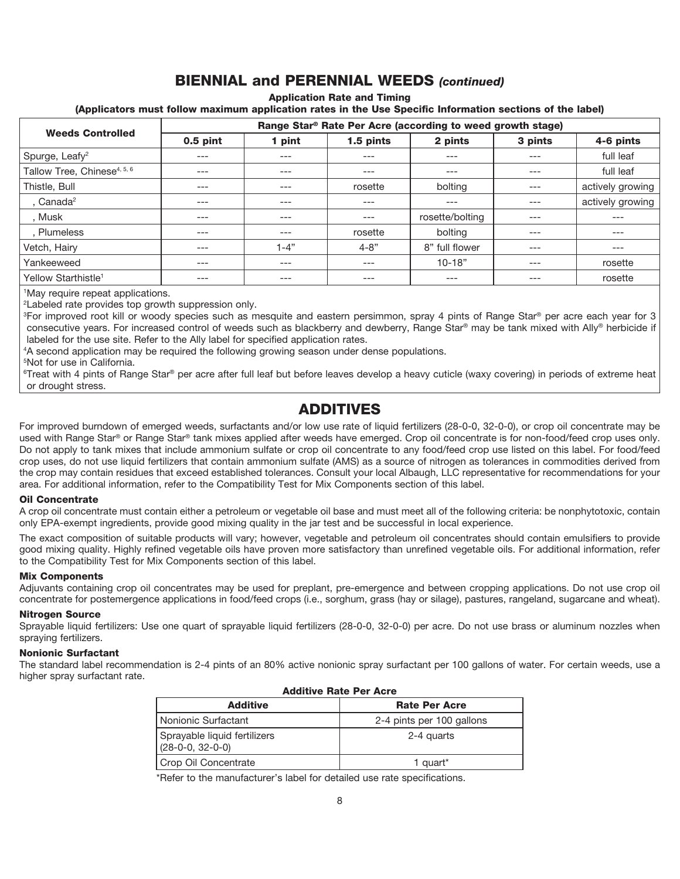## BIENNIAL and PERENNIAL WEEDS *(continued)*

**Application Rate and Timing**

**(Applicators must follow maximum application rates in the Use Specific Information sections of the label)**

| Weeds Controlled | Range Star® Rate Per Acre (according to weed growth stage) | | | | | |
|---|---|---|---|---|---|---|
| | **0.5 pint** | **1 pint** | **1.5 pints** | **2 pints** | **3 pints** | **4-6 pints** |
| Spurge, Leafy[2] | --- | --- | --- | --- | --- | full leaf |
| Tallow Tree, Chinese[4, 5, 6] | --- | --- | --- | --- | --- | full leaf |
| Thistle, Bull | --- | --- | rosette | bolting | --- | actively growing |
| , Canada[2] | --- | --- | --- | --- | --- | actively growing |
| , Musk | --- | --- | --- | rosette/bolting | --- | --- |
| , Plumeless | --- | --- | rosette | bolting | --- | --- |
| Vetch, Hairy | --- | 1-4" | 4-8" | 8" full flower | --- | --- |
| Yankeeweed | --- | --- | --- | 10-18" | --- | rosette |
| Yellow Starthistle[1] | --- | --- | --- | --- | --- | rosette |

[1]May require repeat applications.

[2]Labeled rate provides top growth suppression only.

[3]For improved root kill or woody species such as mesquite and eastern persimmon, spray 4 pints of Range Star® per acre each year for 3 consecutive years. For increased control of weeds such as blackberry and dewberry, Range Star® may be tank mixed with Ally® herbicide if labeled for the use site. Refer to the Ally label for specified application rates.

[4]A second application may be required the following growing season under dense populations.

[5]Not for use in California.

[6]Treat with 4 pints of Range Star® per acre after full leaf but before leaves develop a heavy cuticle (waxy covering) in periods of extreme heat or drought stress.

## ADDITIVES

For improved burndown of emerged weeds, surfactants and/or low use rate of liquid fertilizers (28-0-0, 32-0-0), or crop oil concentrate may be used with Range Star® or Range Star® tank mixes applied after weeds have emerged. Crop oil concentrate is for non-food/feed crop uses only. Do not apply to tank mixes that include ammonium sulfate or crop oil concentrate to any food/feed crop use listed on this label. For food/feed crop uses, do not use liquid fertilizers that contain ammonium sulfate (AMS) as a source of nitrogen as tolerances in commodities derived from the crop may contain residues that exceed established tolerances. Consult your local Albaugh, LLC representative for recommendations for your area. For additional information, refer to the Compatibility Test for Mix Components section of this label.

### Oil Concentrate

A crop oil concentrate must contain either a petroleum or vegetable oil base and must meet all of the following criteria: be nonphytotoxic, contain only EPA-exempt ingredients, provide good mixing quality in the jar test and be successful in local experience.

The exact composition of suitable products will vary; however, vegetable and petroleum oil concentrates should contain emulsifiers to provide good mixing quality. Highly refined vegetable oils have proven more satisfactory than unrefined vegetable oils. For additional information, refer to the Compatibility Test for Mix Components section of this label.

### Mix Components

Adjuvants containing crop oil concentrates may be used for preplant, pre-emergence and between cropping applications. Do not use crop oil concentrate for postemergence applications in food/feed crops (i.e., sorghum, grass (hay or silage), pastures, rangeland, sugarcane and wheat).

### Nitrogen Source

Sprayable liquid fertilizers: Use one quart of sprayable liquid fertilizers (28-0-0, 32-0-0) per acre. Do not use brass or aluminum nozzles when spraying fertilizers.

### Nonionic Surfactant

The standard label recommendation is 2-4 pints of an 80% active nonionic spray surfactant per 100 gallons of water. For certain weeds, use a higher spray surfactant rate.

**Additive Rate Per Acre**

| Additive | Rate Per Acre |
|---|---|
| Nonionic Surfactant | 2-4 pints per 100 gallons |
| Sprayable liquid fertilizers (28-0-0, 32-0-0) | 2-4 quarts |
| Crop Oil Concentrate | 1 quart* |

*Refer to the manufacturer's label for detailed use rate specifications.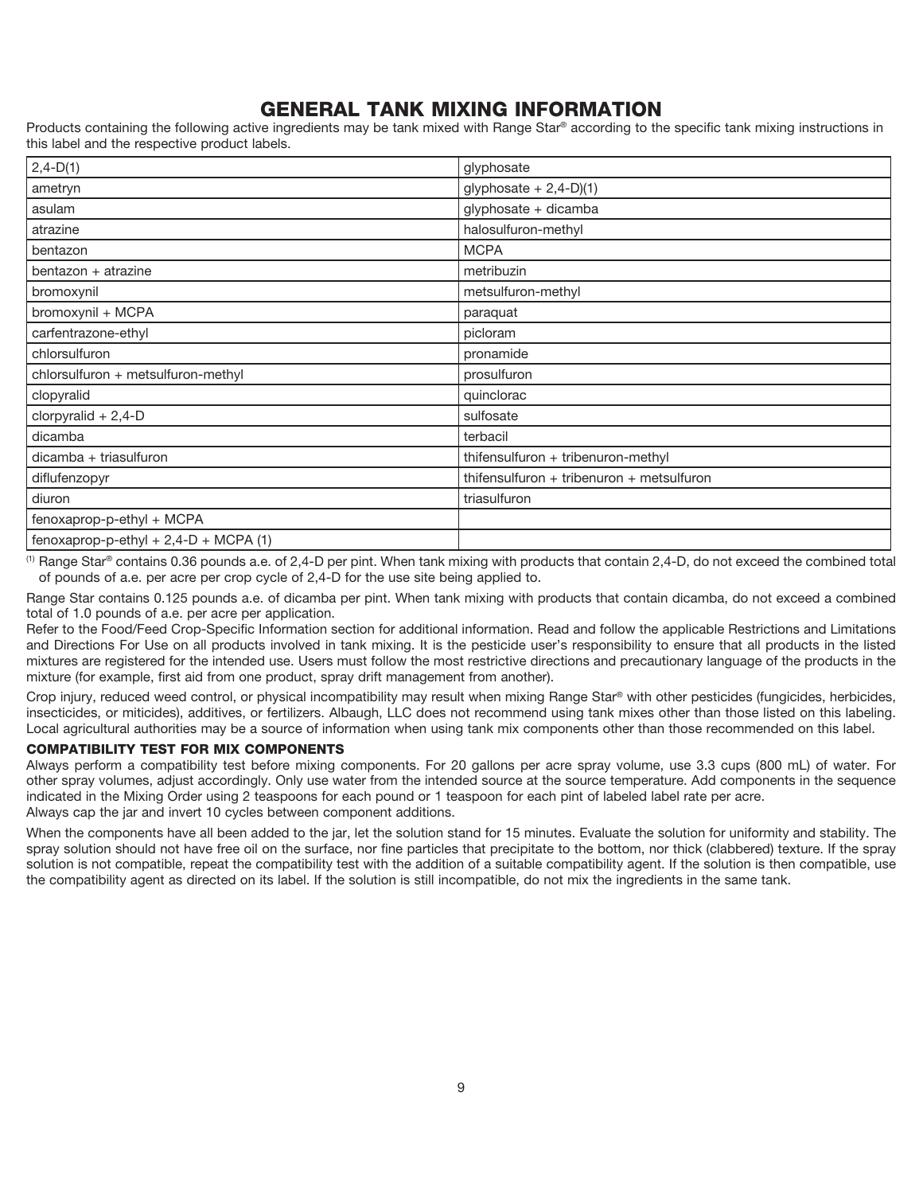## GENERAL TANK MIXING INFORMATION

Products containing the following active ingredients may be tank mixed with Range Star® according to the specific tank mixing instructions in this label and the respective product labels.

| | |
|---|---|
| 2,4-D(1) | glyphosate |
| ametryn | glyphosate + 2,4-D)(1) |
| asulam | glyphosate + dicamba |
| atrazine | halosulfuron-methyl |
| bentazon | MCPA |
| bentazon + atrazine | metribuzin |
| bromoxynil | metsulfuron-methyl |
| bromoxynil + MCPA | paraquat |
| carfentrazone-ethyl | picloram |
| chlorsulfuron | pronamide |
| chlorsulfuron + metsulfuron-methyl | prosulfuron |
| clopyralid | quinclorac |
| clorpyralid + 2,4-D | sulfosate |
| dicamba | terbacil |
| dicamba + triasulfuron | thifensulfuron + tribenuron-methyl |
| diflufenzopyr | thifensulfuron + tribenuron + metsulfuron |
| diuron | triasulfuron |
| fenoxaprop-p-ethyl + MCPA | |
| fenoxaprop-p-ethyl + 2,4-D + MCPA (1) | |

(1) Range Star® contains 0.36 pounds a.e. of 2,4-D per pint. When tank mixing with products that contain 2,4-D, do not exceed the combined total of pounds of a.e. per acre per crop cycle of 2,4-D for the use site being applied to.

Range Star contains 0.125 pounds a.e. of dicamba per pint. When tank mixing with products that contain dicamba, do not exceed a combined total of 1.0 pounds of a.e. per acre per application.

Refer to the Food/Feed Crop-Specific Information section for additional information. Read and follow the applicable Restrictions and Limitations and Directions For Use on all products involved in tank mixing. It is the pesticide user's responsibility to ensure that all products in the listed mixtures are registered for the intended use. Users must follow the most restrictive directions and precautionary language of the products in the mixture (for example, first aid from one product, spray drift management from another).

Crop injury, reduced weed control, or physical incompatibility may result when mixing Range Star® with other pesticides (fungicides, herbicides, insecticides, or miticides), additives, or fertilizers. Albaugh, LLC does not recommend using tank mixes other than those listed on this labeling. Local agricultural authorities may be a source of information when using tank mix components other than those recommended on this label.

### COMPATIBILITY TEST FOR MIX COMPONENTS

Always perform a compatibility test before mixing components. For 20 gallons per acre spray volume, use 3.3 cups (800 mL) of water. For other spray volumes, adjust accordingly. Only use water from the intended source at the source temperature. Add components in the sequence indicated in the Mixing Order using 2 teaspoons for each pound or 1 teaspoon for each pint of labeled label rate per acre.
Always cap the jar and invert 10 cycles between component additions.

When the components have all been added to the jar, let the solution stand for 15 minutes. Evaluate the solution for uniformity and stability. The spray solution should not have free oil on the surface, nor fine particles that precipitate to the bottom, nor thick (clabbered) texture. If the spray solution is not compatible, repeat the compatibility test with the addition of a suitable compatibility agent. If the solution is then compatible, use the compatibility agent as directed on its label. If the solution is still incompatible, do not mix the ingredients in the same tank.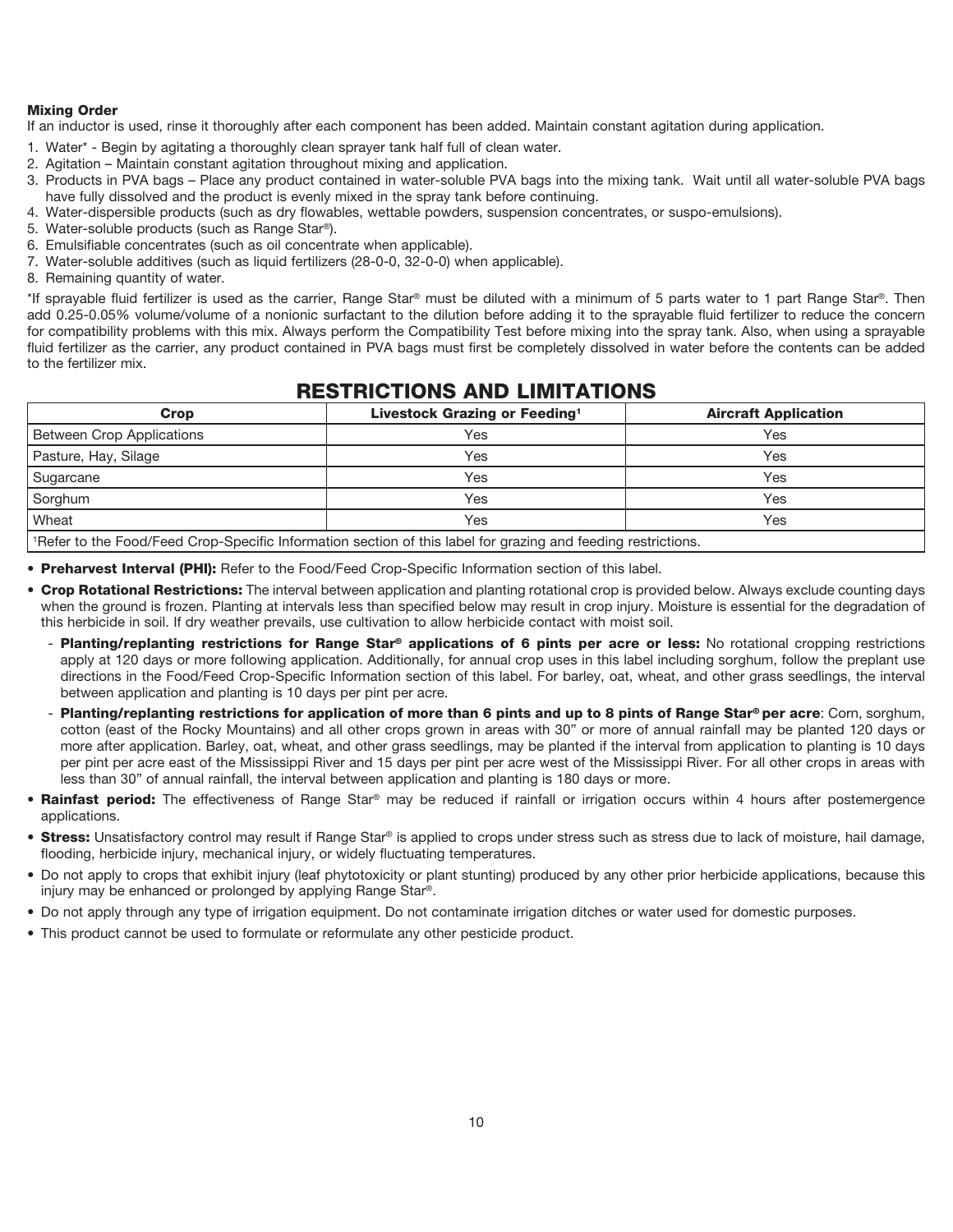**Mixing Order**

If an inductor is used, rinse it thoroughly after each component has been added. Maintain constant agitation during application.

1. Water* - Begin by agitating a thoroughly clean sprayer tank half full of clean water.
2. Agitation – Maintain constant agitation throughout mixing and application.
3. Products in PVA bags – Place any product contained in water-soluble PVA bags into the mixing tank. Wait until all water-soluble PVA bags have fully dissolved and the product is evenly mixed in the spray tank before continuing.
4. Water-dispersible products (such as dry flowables, wettable powders, suspension concentrates, or suspo-emulsions).
5. Water-soluble products (such as Range Star®).
6. Emulsifiable concentrates (such as oil concentrate when applicable).
7. Water-soluble additives (such as liquid fertilizers (28-0-0, 32-0-0) when applicable).
8. Remaining quantity of water.

*If sprayable fluid fertilizer is used as the carrier, Range Star® must be diluted with a minimum of 5 parts water to 1 part Range Star®. Then add 0.25-0.05% volume/volume of a nonionic surfactant to the dilution before adding it to the sprayable fluid fertilizer to reduce the concern for compatibility problems with this mix. Always perform the Compatibility Test before mixing into the spray tank. Also, when using a sprayable fluid fertilizer as the carrier, any product contained in PVA bags must first be completely dissolved in water before the contents can be added to the fertilizer mix.

## RESTRICTIONS AND LIMITATIONS

| Crop | Livestock Grazing or Feeding[1] | Aircraft Application |
|---|---|---|
| Between Crop Applications | Yes | Yes |
| Pasture, Hay, Silage | Yes | Yes |
| Sugarcane | Yes | Yes |
| Sorghum | Yes | Yes |
| Wheat | Yes | Yes |

[1]Refer to the Food/Feed Crop-Specific Information section of this label for grazing and feeding restrictions.

- **Preharvest Interval (PHI):** Refer to the Food/Feed Crop-Specific Information section of this label.
- **Crop Rotational Restrictions:** The interval between application and planting rotational crop is provided below. Always exclude counting days when the ground is frozen. Planting at intervals less than specified below may result in crop injury. Moisture is essential for the degradation of this herbicide in soil. If dry weather prevails, use cultivation to allow herbicide contact with moist soil.
  - **Planting/replanting restrictions for Range Star® applications of 6 pints per acre or less:** No rotational cropping restrictions apply at 120 days or more following application. Additionally, for annual crop uses in this label including sorghum, follow the preplant use directions in the Food/Feed Crop-Specific Information section of this label. For barley, oat, wheat, and other grass seedlings, the interval between application and planting is 10 days per pint per acre.
  - **Planting/replanting restrictions for application of more than 6 pints and up to 8 pints of Range Star® per acre**: Corn, sorghum, cotton (east of the Rocky Mountains) and all other crops grown in areas with 30" or more of annual rainfall may be planted 120 days or more after application. Barley, oat, wheat, and other grass seedlings, may be planted if the interval from application to planting is 10 days per pint per acre east of the Mississippi River and 15 days per pint per acre west of the Mississippi River. For all other crops in areas with less than 30" of annual rainfall, the interval between application and planting is 180 days or more.
- **Rainfast period:** The effectiveness of Range Star® may be reduced if rainfall or irrigation occurs within 4 hours after postemergence applications.
- **Stress:** Unsatisfactory control may result if Range Star® is applied to crops under stress such as stress due to lack of moisture, hail damage, flooding, herbicide injury, mechanical injury, or widely fluctuating temperatures.
- Do not apply to crops that exhibit injury (leaf phytotoxicity or plant stunting) produced by any other prior herbicide applications, because this injury may be enhanced or prolonged by applying Range Star®.
- Do not apply through any type of irrigation equipment. Do not contaminate irrigation ditches or water used for domestic purposes.
- This product cannot be used to formulate or reformulate any other pesticide product.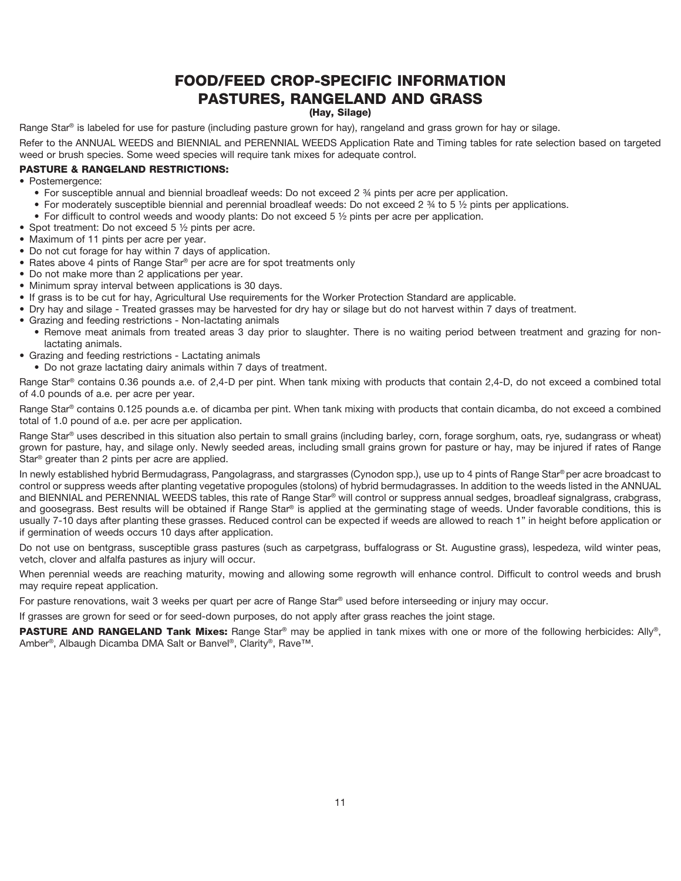# FOOD/FEED CROP-SPECIFIC INFORMATION
# PASTURES, RANGELAND AND GRASS
### (Hay, Silage)

Range Star® is labeled for use for pasture (including pasture grown for hay), rangeland and grass grown for hay or silage.

Refer to the ANNUAL WEEDS and BIENNIAL and PERENNIAL WEEDS Application Rate and Timing tables for rate selection based on targeted weed or brush species. Some weed species will require tank mixes for adequate control.

**PASTURE & RANGELAND RESTRICTIONS:**

- Postemergence:
  - For susceptible annual and biennial broadleaf weeds: Do not exceed 2 ¾ pints per acre per application.
  - For moderately susceptible biennial and perennial broadleaf weeds: Do not exceed 2 ¾ to 5 ½ pints per applications.
  - For difficult to control weeds and woody plants: Do not exceed 5 ½ pints per acre per application.
- Spot treatment: Do not exceed 5 ½ pints per acre.
- Maximum of 11 pints per acre per year.
- Do not cut forage for hay within 7 days of application.
- Rates above 4 pints of Range Star® per acre are for spot treatments only
- Do not make more than 2 applications per year.
- Minimum spray interval between applications is 30 days.
- If grass is to be cut for hay, Agricultural Use requirements for the Worker Protection Standard are applicable.
- Dry hay and silage - Treated grasses may be harvested for dry hay or silage but do not harvest within 7 days of treatment.
- Grazing and feeding restrictions - Non-lactating animals
  - Remove meat animals from treated areas 3 day prior to slaughter. There is no waiting period between treatment and grazing for non-lactating animals.
- Grazing and feeding restrictions - Lactating animals
  - Do not graze lactating dairy animals within 7 days of treatment.

Range Star® contains 0.36 pounds a.e. of 2,4-D per pint. When tank mixing with products that contain 2,4-D, do not exceed a combined total of 4.0 pounds of a.e. per acre per year.

Range Star® contains 0.125 pounds a.e. of dicamba per pint. When tank mixing with products that contain dicamba, do not exceed a combined total of 1.0 pound of a.e. per acre per application.

Range Star® uses described in this situation also pertain to small grains (including barley, corn, forage sorghum, oats, rye, sudangrass or wheat) grown for pasture, hay, and silage only. Newly seeded areas, including small grains grown for pasture or hay, may be injured if rates of Range Star® greater than 2 pints per acre are applied.

In newly established hybrid Bermudagrass, Pangolagrass, and stargrasses (Cynodon spp.), use up to 4 pints of Range Star® per acre broadcast to control or suppress weeds after planting vegetative propogules (stolons) of hybrid bermudagrasses. In addition to the weeds listed in the ANNUAL and BIENNIAL and PERENNIAL WEEDS tables, this rate of Range Star® will control or suppress annual sedges, broadleaf signalgrass, crabgrass, and goosegrass. Best results will be obtained if Range Star® is applied at the germinating stage of weeds. Under favorable conditions, this is usually 7-10 days after planting these grasses. Reduced control can be expected if weeds are allowed to reach 1" in height before application or if germination of weeds occurs 10 days after application.

Do not use on bentgrass, susceptible grass pastures (such as carpetgrass, buffalograss or St. Augustine grass), lespedeza, wild winter peas, vetch, clover and alfalfa pastures as injury will occur.

When perennial weeds are reaching maturity, mowing and allowing some regrowth will enhance control. Difficult to control weeds and brush may require repeat application.

For pasture renovations, wait 3 weeks per quart per acre of Range Star® used before interseeding or injury may occur.

If grasses are grown for seed or for seed-down purposes, do not apply after grass reaches the joint stage.

**PASTURE AND RANGELAND Tank Mixes:** Range Star® may be applied in tank mixes with one or more of the following herbicides: Ally®, Amber®, Albaugh Dicamba DMA Salt or Banvel®, Clarity®, Rave™.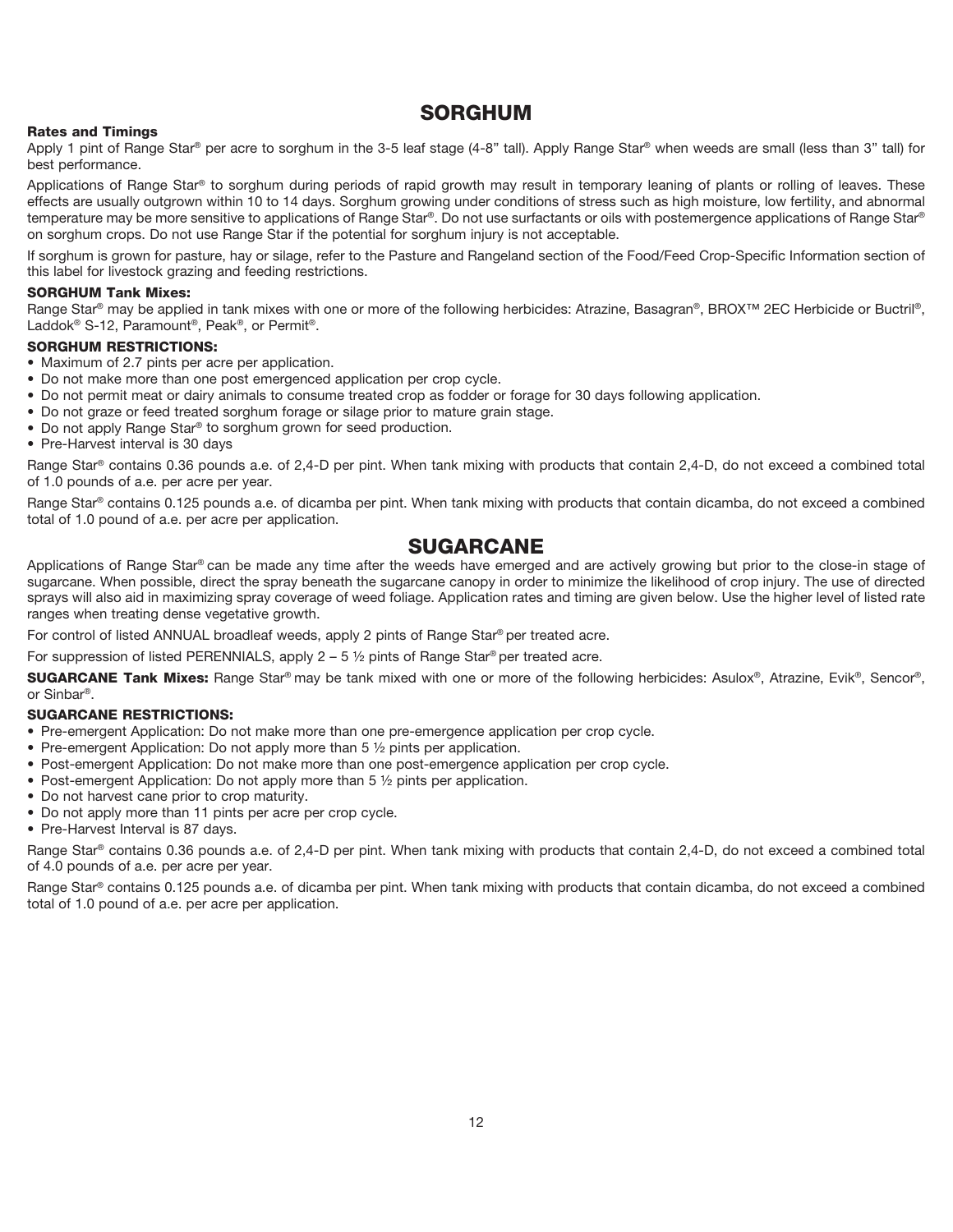# SORGHUM

**Rates and Timings**

Apply 1 pint of Range Star® per acre to sorghum in the 3-5 leaf stage (4-8" tall). Apply Range Star® when weeds are small (less than 3" tall) for best performance.

Applications of Range Star® to sorghum during periods of rapid growth may result in temporary leaning of plants or rolling of leaves. These effects are usually outgrown within 10 to 14 days. Sorghum growing under conditions of stress such as high moisture, low fertility, and abnormal temperature may be more sensitive to applications of Range Star®. Do not use surfactants or oils with postemergence applications of Range Star® on sorghum crops. Do not use Range Star if the potential for sorghum injury is not acceptable.

If sorghum is grown for pasture, hay or silage, refer to the Pasture and Rangeland section of the Food/Feed Crop-Specific Information section of this label for livestock grazing and feeding restrictions.

**SORGHUM Tank Mixes:**

Range Star® may be applied in tank mixes with one or more of the following herbicides: Atrazine, Basagran®, BROX™ 2EC Herbicide or Buctril®, Laddok® S-12, Paramount®, Peak®, or Permit®.

**SORGHUM RESTRICTIONS:**

- Maximum of 2.7 pints per acre per application.
- Do not make more than one post emergenced application per crop cycle.
- Do not permit meat or dairy animals to consume treated crop as fodder or forage for 30 days following application.
- Do not graze or feed treated sorghum forage or silage prior to mature grain stage.
- Do not apply Range Star® to sorghum grown for seed production.
- Pre-Harvest interval is 30 days

Range Star® contains 0.36 pounds a.e. of 2,4-D per pint. When tank mixing with products that contain 2,4-D, do not exceed a combined total of 1.0 pounds of a.e. per acre per year.

Range Star® contains 0.125 pounds a.e. of dicamba per pint. When tank mixing with products that contain dicamba, do not exceed a combined total of 1.0 pound of a.e. per acre per application.

# SUGARCANE

Applications of Range Star® can be made any time after the weeds have emerged and are actively growing but prior to the close-in stage of sugarcane. When possible, direct the spray beneath the sugarcane canopy in order to minimize the likelihood of crop injury. The use of directed sprays will also aid in maximizing spray coverage of weed foliage. Application rates and timing are given below. Use the higher level of listed rate ranges when treating dense vegetative growth.

For control of listed ANNUAL broadleaf weeds, apply 2 pints of Range Star® per treated acre.

For suppression of listed PERENNIALS, apply 2 – 5 ½ pints of Range Star® per treated acre.

**SUGARCANE Tank Mixes:** Range Star® may be tank mixed with one or more of the following herbicides: Asulox®, Atrazine, Evik®, Sencor®, or Sinbar®.

**SUGARCANE RESTRICTIONS:**

- Pre-emergent Application: Do not make more than one pre-emergence application per crop cycle.
- Pre-emergent Application: Do not apply more than 5 ½ pints per application.
- Post-emergent Application: Do not make more than one post-emergence application per crop cycle.
- Post-emergent Application: Do not apply more than 5 ½ pints per application.
- Do not harvest cane prior to crop maturity.
- Do not apply more than 11 pints per acre per crop cycle.
- Pre-Harvest Interval is 87 days.

Range Star® contains 0.36 pounds a.e. of 2,4-D per pint. When tank mixing with products that contain 2,4-D, do not exceed a combined total of 4.0 pounds of a.e. per acre per year.

Range Star® contains 0.125 pounds a.e. of dicamba per pint. When tank mixing with products that contain dicamba, do not exceed a combined total of 1.0 pound of a.e. per acre per application.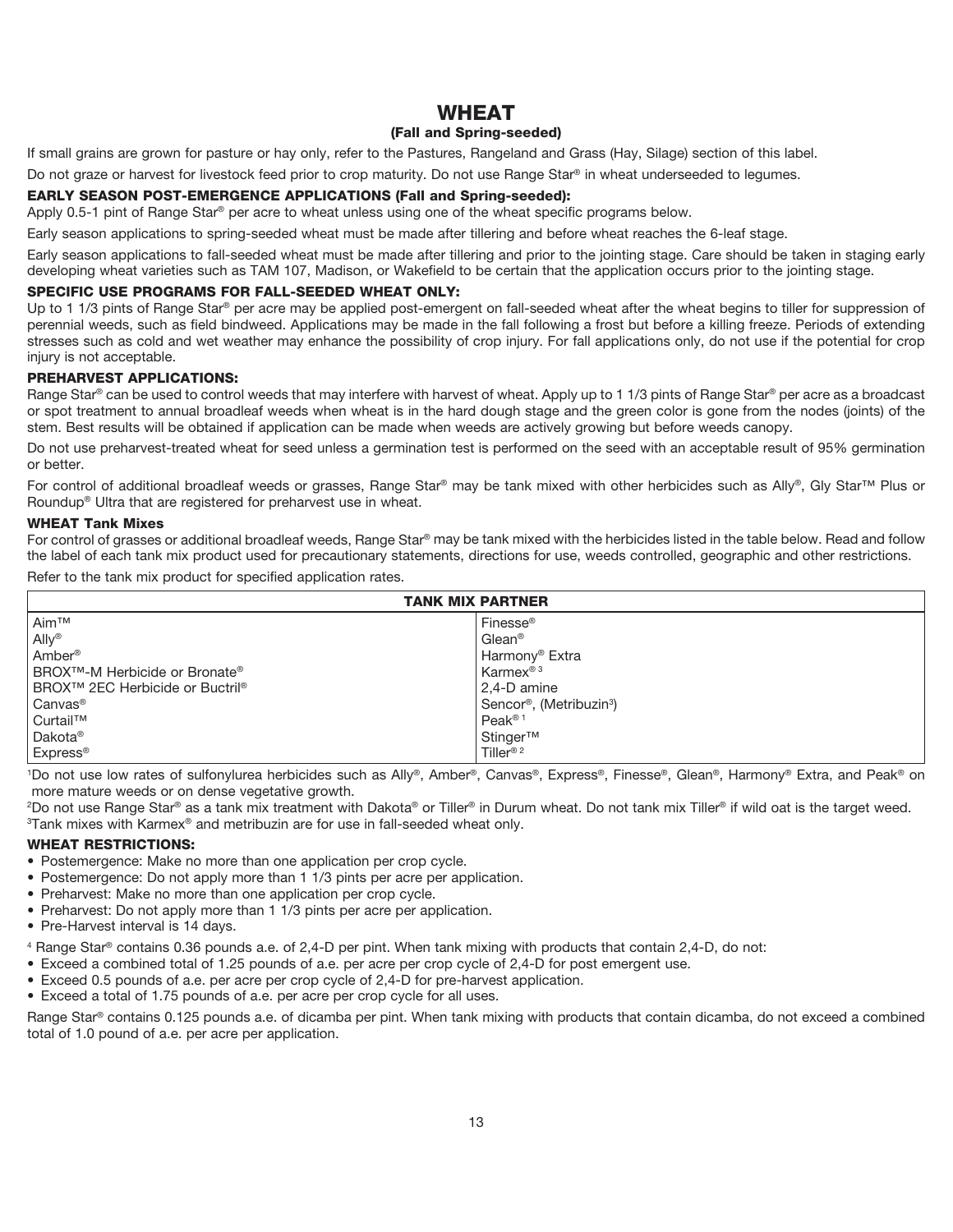# WHEAT

## (Fall and Spring-seeded)

If small grains are grown for pasture or hay only, refer to the Pastures, Rangeland and Grass (Hay, Silage) section of this label.

Do not graze or harvest for livestock feed prior to crop maturity. Do not use Range Star® in wheat underseeded to legumes.

### EARLY SEASON POST-EMERGENCE APPLICATIONS (Fall and Spring-seeded):

Apply 0.5-1 pint of Range Star® per acre to wheat unless using one of the wheat specific programs below.

Early season applications to spring-seeded wheat must be made after tillering and before wheat reaches the 6-leaf stage.

Early season applications to fall-seeded wheat must be made after tillering and prior to the jointing stage. Care should be taken in staging early developing wheat varieties such as TAM 107, Madison, or Wakefield to be certain that the application occurs prior to the jointing stage.

### SPECIFIC USE PROGRAMS FOR FALL-SEEDED WHEAT ONLY:

Up to 1 1/3 pints of Range Star® per acre may be applied post-emergent on fall-seeded wheat after the wheat begins to tiller for suppression of perennial weeds, such as field bindweed. Applications may be made in the fall following a frost but before a killing freeze. Periods of extending stresses such as cold and wet weather may enhance the possibility of crop injury. For fall applications only, do not use if the potential for crop injury is not acceptable.

### PREHARVEST APPLICATIONS:

Range Star® can be used to control weeds that may interfere with harvest of wheat. Apply up to 1 1/3 pints of Range Star® per acre as a broadcast or spot treatment to annual broadleaf weeds when wheat is in the hard dough stage and the green color is gone from the nodes (joints) of the stem. Best results will be obtained if application can be made when weeds are actively growing but before weeds canopy.

Do not use preharvest-treated wheat for seed unless a germination test is performed on the seed with an acceptable result of 95% germination or better.

For control of additional broadleaf weeds or grasses, Range Star® may be tank mixed with other herbicides such as Ally®, Gly Star™ Plus or Roundup® Ultra that are registered for preharvest use in wheat.

### WHEAT Tank Mixes

For control of grasses or additional broadleaf weeds, Range Star® may be tank mixed with the herbicides listed in the table below. Read and follow the label of each tank mix product used for precautionary statements, directions for use, weeds controlled, geographic and other restrictions.

Refer to the tank mix product for specified application rates.

| TANK MIX PARTNER | |
|---|---|
| Aim™ | Finesse® |
| Ally® | Glean® |
| Amber® | Harmony® Extra |
| BROX™-M Herbicide or Bronate® | Karmex®[3] |
| BROX™ 2EC Herbicide or Buctril® | 2,4-D amine |
| Canvas® | Sencor®, (Metribuzin[3]) |
| Curtail™ | Peak®[1] |
| Dakota® | Stinger™ |
| Express® | Tiller®[2] |

[1]Do not use low rates of sulfonylurea herbicides such as Ally®, Amber®, Canvas®, Express®, Finesse®, Glean®, Harmony® Extra, and Peak® on more mature weeds or on dense vegetative growth.

[2]Do not use Range Star® as a tank mix treatment with Dakota® or Tiller® in Durum wheat. Do not tank mix Tiller® if wild oat is the target weed.

[3]Tank mixes with Karmex® and metribuzin are for use in fall-seeded wheat only.

### WHEAT RESTRICTIONS:

- Postemergence: Make no more than one application per crop cycle.
- Postemergence: Do not apply more than 1 1/3 pints per acre per application.
- Preharvest: Make no more than one application per crop cycle.
- Preharvest: Do not apply more than 1 1/3 pints per acre per application.
- Pre-Harvest interval is 14 days.

[4] Range Star® contains 0.36 pounds a.e. of 2,4-D per pint. When tank mixing with products that contain 2,4-D, do not:

- Exceed a combined total of 1.25 pounds of a.e. per acre per crop cycle of 2,4-D for post emergent use.
- Exceed 0.5 pounds of a.e. per acre per crop cycle of 2,4-D for pre-harvest application.
- Exceed a total of 1.75 pounds of a.e. per acre per crop cycle for all uses.

Range Star® contains 0.125 pounds a.e. of dicamba per pint. When tank mixing with products that contain dicamba, do not exceed a combined total of 1.0 pound of a.e. per acre per application.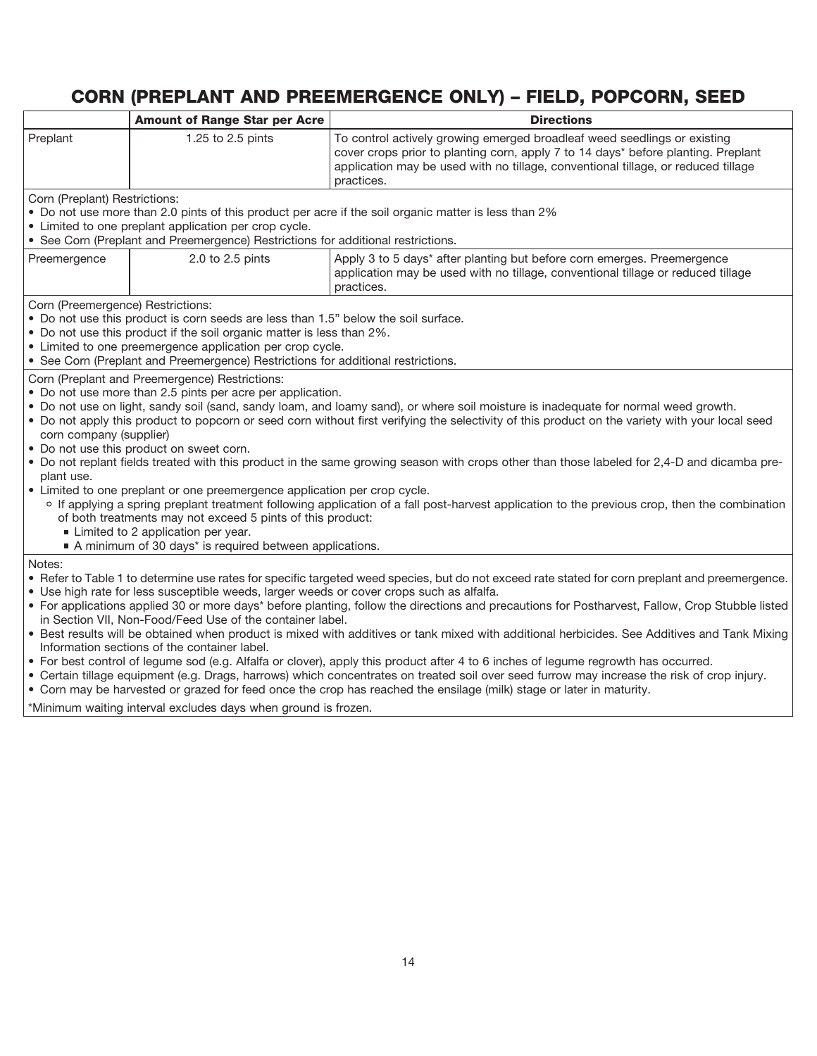# CORN (PREPLANT AND PREEMERGENCE ONLY) – FIELD, POPCORN, SEED

| | Amount of Range Star per Acre | Directions |
|---|---|---|
| Preplant | 1.25 to 2.5 pints | To control actively growing emerged broadleaf weed seedlings or existing cover crops prior to planting corn, apply 7 to 14 days* before planting. Preplant application may be used with no tillage, conventional tillage, or reduced tillage practices. |

Corn (Preplant) Restrictions:

- Do not use more than 2.0 pints of this product per acre if the soil organic matter is less than 2%
- Limited to one preplant application per crop cycle.
- See Corn (Preplant and Preemergence) Restrictions for additional restrictions.

| | Amount of Range Star per Acre | Directions |
|---|---|---|
| Preemergence | 2.0 to 2.5 pints | Apply 3 to 5 days* after planting but before corn emerges. Preemergence application may be used with no tillage, conventional tillage or reduced tillage practices. |

Corn (Preemergence) Restrictions:

- Do not use this product is corn seeds are less than 1.5" below the soil surface.
- Do not use this product if the soil organic matter is less than 2%.
- Limited to one preemergence application per crop cycle.
- See Corn (Preplant and Preemergence) Restrictions for additional restrictions.

Corn (Preplant and Preemergence) Restrictions:

- Do not use more than 2.5 pints per acre per application.
- Do not use on light, sandy soil (sand, sandy loam, and loamy sand), or where soil moisture is inadequate for normal weed growth.
- Do not apply this product to popcorn or seed corn without first verifying the selectivity of this product on the variety with your local seed corn company (supplier)
- Do not use this product on sweet corn.
- Do not replant fields treated with this product in the same growing season with crops other than those labeled for 2,4-D and dicamba preplant use.
- Limited to one preplant or one preemergence application per crop cycle.
  - If applying a spring preplant treatment following application of a fall post-harvest application to the previous crop, then the combination of both treatments may not exceed 5 pints of this product:
    - Limited to 2 application per year.
    - A minimum of 30 days* is required between applications.

Notes:

- Refer to Table 1 to determine use rates for specific targeted weed species, but do not exceed rate stated for corn preplant and preemergence.
- Use high rate for less susceptible weeds, larger weeds or cover crops such as alfalfa.
- For applications applied 30 or more days* before planting, follow the directions and precautions for Postharvest, Fallow, Crop Stubble listed in Section VII, Non-Food/Feed Use of the container label.
- Best results will be obtained when product is mixed with additives or tank mixed with additional herbicides. See Additives and Tank Mixing Information sections of the container label.
- For best control of legume sod (e.g. Alfalfa or clover), apply this product after 4 to 6 inches of legume regrowth has occurred.
- Certain tillage equipment (e.g. Drags, harrows) which concentrates on treated soil over seed furrow may increase the risk of crop injury.
- Corn may be harvested or grazed for feed once the crop has reached the ensilage (milk) stage or later in maturity.

*Minimum waiting interval excludes days when ground is frozen.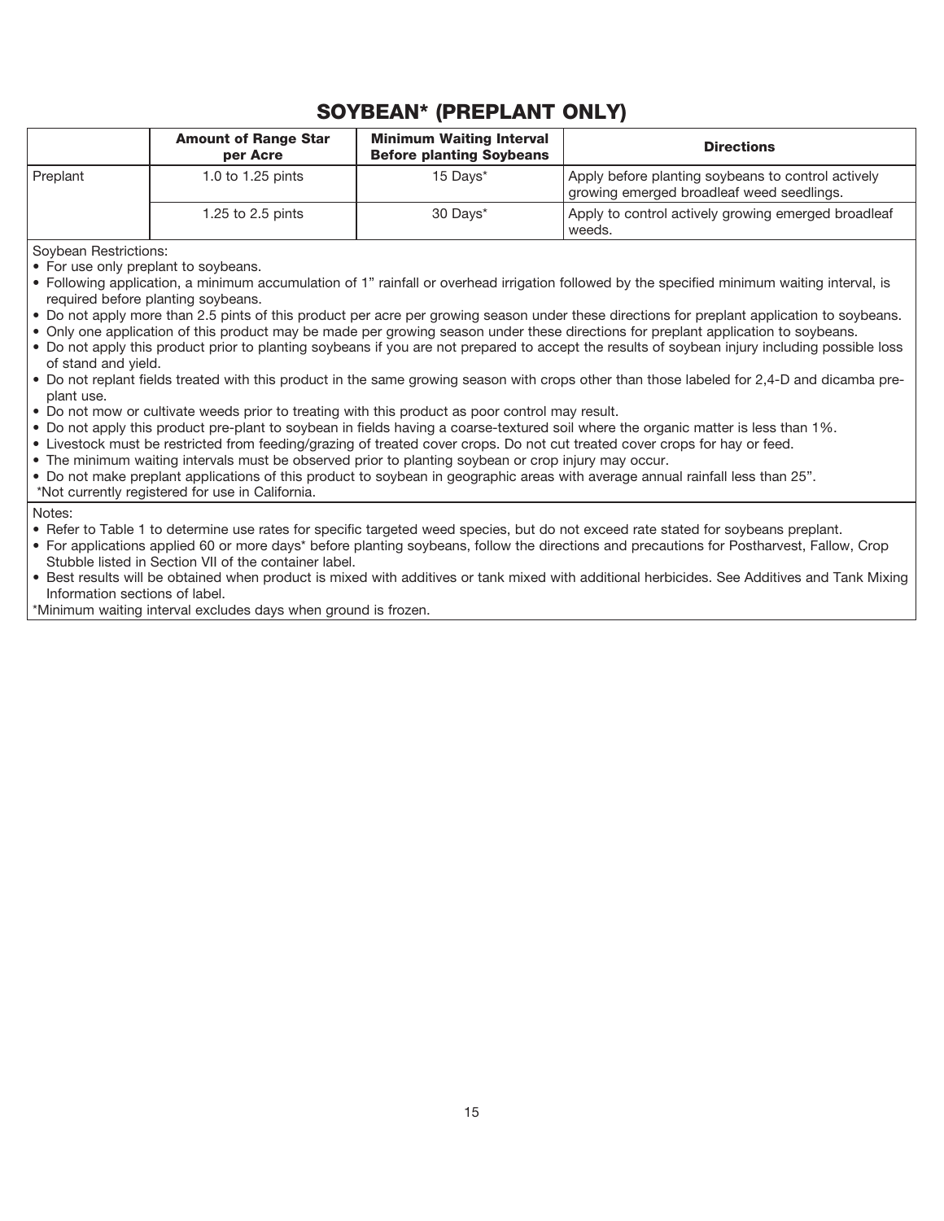# SOYBEAN* (PREPLANT ONLY)

| | Amount of Range Star per Acre | Minimum Waiting Interval Before planting Soybeans | Directions |
|---|---|---|---|
| Preplant | 1.0 to 1.25 pints | 15 Days* | Apply before planting soybeans to control actively growing emerged broadleaf weed seedlings. |
| | 1.25 to 2.5 pints | 30 Days* | Apply to control actively growing emerged broadleaf weeds. |

Soybean Restrictions:

- For use only preplant to soybeans.
- Following application, a minimum accumulation of 1" rainfall or overhead irrigation followed by the specified minimum waiting interval, is required before planting soybeans.
- Do not apply more than 2.5 pints of this product per acre per growing season under these directions for preplant application to soybeans.
- Only one application of this product may be made per growing season under these directions for preplant application to soybeans.
- Do not apply this product prior to planting soybeans if you are not prepared to accept the results of soybean injury including possible loss of stand and yield.
- Do not replant fields treated with this product in the same growing season with crops other than those labeled for 2,4-D and dicamba preplant use.
- Do not mow or cultivate weeds prior to treating with this product as poor control may result.
- Do not apply this product pre-plant to soybean in fields having a coarse-textured soil where the organic matter is less than 1%.
- Livestock must be restricted from feeding/grazing of treated cover crops. Do not cut treated cover crops for hay or feed.
- The minimum waiting intervals must be observed prior to planting soybean or crop injury may occur.
- Do not make preplant applications of this product to soybean in geographic areas with average annual rainfall less than 25".

*Not currently registered for use in California.

Notes:

- Refer to Table 1 to determine use rates for specific targeted weed species, but do not exceed rate stated for soybeans preplant.
- For applications applied 60 or more days* before planting soybeans, follow the directions and precautions for Postharvest, Fallow, Crop Stubble listed in Section VII of the container label.
- Best results will be obtained when product is mixed with additives or tank mixed with additional herbicides. See Additives and Tank Mixing Information sections of label.

*Minimum waiting interval excludes days when ground is frozen.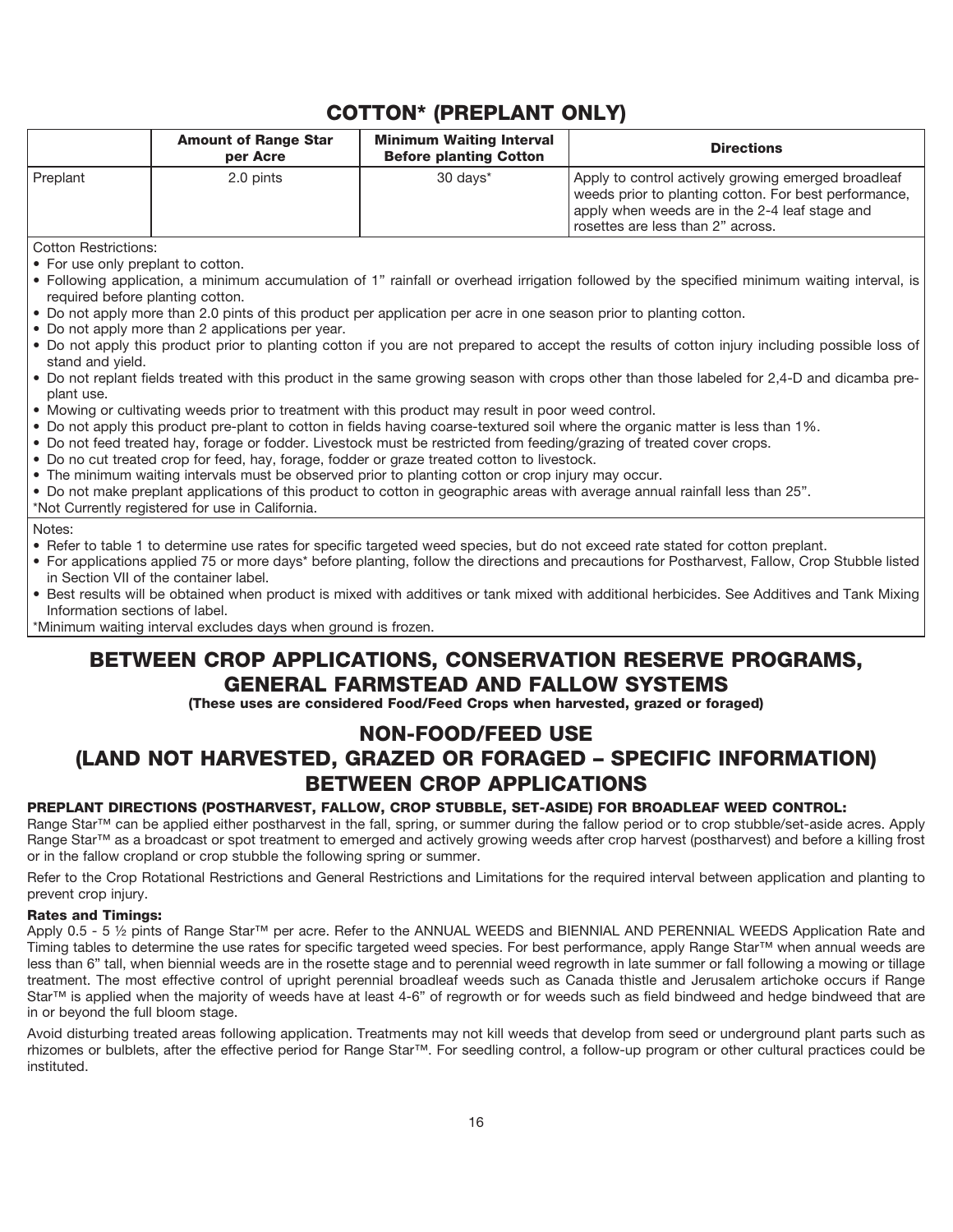## COTTON* (PREPLANT ONLY)

| | Amount of Range Star per Acre | Minimum Waiting Interval Before planting Cotton | Directions |
|---|---|---|---|
| Preplant | 2.0 pints | 30 days* | Apply to control actively growing emerged broadleaf weeds prior to planting cotton. For best performance, apply when weeds are in the 2-4 leaf stage and rosettes are less than 2" across. |

Cotton Restrictions:

- For use only preplant to cotton.
- Following application, a minimum accumulation of 1" rainfall or overhead irrigation followed by the specified minimum waiting interval, is required before planting cotton.
- Do not apply more than 2.0 pints of this product per application per acre in one season prior to planting cotton.
- Do not apply more than 2 applications per year.
- Do not apply this product prior to planting cotton if you are not prepared to accept the results of cotton injury including possible loss of stand and yield.
- Do not replant fields treated with this product in the same growing season with crops other than those labeled for 2,4-D and dicamba preplant use.
- Mowing or cultivating weeds prior to treatment with this product may result in poor weed control.
- Do not apply this product pre-plant to cotton in fields having coarse-textured soil where the organic matter is less than 1%.
- Do not feed treated hay, forage or fodder. Livestock must be restricted from feeding/grazing of treated cover crops.
- Do no cut treated crop for feed, hay, forage, fodder or graze treated cotton to livestock.
- The minimum waiting intervals must be observed prior to planting cotton or crop injury may occur.
- Do not make preplant applications of this product to cotton in geographic areas with average annual rainfall less than 25".

*Not Currently registered for use in California.

Notes:

- Refer to table 1 to determine use rates for specific targeted weed species, but do not exceed rate stated for cotton preplant.
- For applications applied 75 or more days* before planting, follow the directions and precautions for Postharvest, Fallow, Crop Stubble listed in Section VII of the container label.
- Best results will be obtained when product is mixed with additives or tank mixed with additional herbicides. See Additives and Tank Mixing Information sections of label.

*Minimum waiting interval excludes days when ground is frozen.

## BETWEEN CROP APPLICATIONS, CONSERVATION RESERVE PROGRAMS, GENERAL FARMSTEAD AND FALLOW SYSTEMS

**(These uses are considered Food/Feed Crops when harvested, grazed or foraged)**

## NON-FOOD/FEED USE (LAND NOT HARVESTED, GRAZED OR FORAGED – SPECIFIC INFORMATION) BETWEEN CROP APPLICATIONS

### PREPLANT DIRECTIONS (POSTHARVEST, FALLOW, CROP STUBBLE, SET-ASIDE) FOR BROADLEAF WEED CONTROL:

Range Star™ can be applied either postharvest in the fall, spring, or summer during the fallow period or to crop stubble/set-aside acres. Apply Range Star™ as a broadcast or spot treatment to emerged and actively growing weeds after crop harvest (postharvest) and before a killing frost or in the fallow cropland or crop stubble the following spring or summer.

Refer to the Crop Rotational Restrictions and General Restrictions and Limitations for the required interval between application and planting to prevent crop injury.

**Rates and Timings:**

Apply 0.5 - 5 ½ pints of Range Star™ per acre. Refer to the ANNUAL WEEDS and BIENNIAL AND PERENNIAL WEEDS Application Rate and Timing tables to determine the use rates for specific targeted weed species. For best performance, apply Range Star™ when annual weeds are less than 6" tall, when biennial weeds are in the rosette stage and to perennial weed regrowth in late summer or fall following a mowing or tillage treatment. The most effective control of upright perennial broadleaf weeds such as Canada thistle and Jerusalem artichoke occurs if Range Star™ is applied when the majority of weeds have at least 4-6" of regrowth or for weeds such as field bindweed and hedge bindweed that are in or beyond the full bloom stage.

Avoid disturbing treated areas following application. Treatments may not kill weeds that develop from seed or underground plant parts such as rhizomes or bulblets, after the effective period for Range Star™. For seedling control, a follow-up program or other cultural practices could be instituted.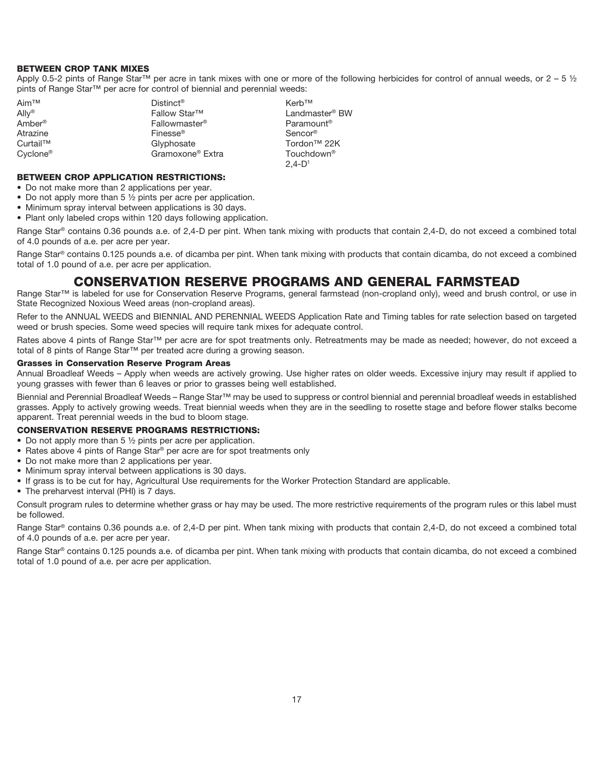**BETWEEN CROP TANK MIXES**

Apply 0.5-2 pints of Range Star™ per acre in tank mixes with one or more of the following herbicides for control of annual weeds, or 2 – 5 ½ pints of Range Star™ per acre for control of biennial and perennial weeds:

| | | |
|---|---|---|
| Aim™ | Distinct® | Kerb™ |
| Ally® | Fallow Star™ | Landmaster® BW |
| Amber® | Fallowmaster® | Paramount® |
| Atrazine | Finesse® | Sencor® |
| Curtail™ | Glyphosate | Tordon™ 22K |
| Cyclone® | Gramoxone® Extra | Touchdown® |
| | | 2,4-D[1] |

**BETWEEN CROP APPLICATION RESTRICTIONS:**

- Do not make more than 2 applications per year.
- Do not apply more than 5 ½ pints per acre per application.
- Minimum spray interval between applications is 30 days.
- Plant only labeled crops within 120 days following application.

Range Star® contains 0.36 pounds a.e. of 2,4-D per pint. When tank mixing with products that contain 2,4-D, do not exceed a combined total of 4.0 pounds of a.e. per acre per year.

Range Star® contains 0.125 pounds a.e. of dicamba per pint. When tank mixing with products that contain dicamba, do not exceed a combined total of 1.0 pound of a.e. per acre per application.

## CONSERVATION RESERVE PROGRAMS AND GENERAL FARMSTEAD

Range Star™ is labeled for use for Conservation Reserve Programs, general farmstead (non-cropland only), weed and brush control, or use in State Recognized Noxious Weed areas (non-cropland areas).

Refer to the ANNUAL WEEDS and BIENNIAL AND PERENNIAL WEEDS Application Rate and Timing tables for rate selection based on targeted weed or brush species. Some weed species will require tank mixes for adequate control.

Rates above 4 pints of Range Star™ per acre are for spot treatments only. Retreatments may be made as needed; however, do not exceed a total of 8 pints of Range Star™ per treated acre during a growing season.

**Grasses in Conservation Reserve Program Areas**

Annual Broadleaf Weeds – Apply when weeds are actively growing. Use higher rates on older weeds. Excessive injury may result if applied to young grasses with fewer than 6 leaves or prior to grasses being well established.

Biennial and Perennial Broadleaf Weeds – Range Star™ may be used to suppress or control biennial and perennial broadleaf weeds in established grasses. Apply to actively growing weeds. Treat biennial weeds when they are in the seedling to rosette stage and before flower stalks become apparent. Treat perennial weeds in the bud to bloom stage.

**CONSERVATION RESERVE PROGRAMS RESTRICTIONS:**

- Do not apply more than 5 ½ pints per acre per application.
- Rates above 4 pints of Range Star® per acre are for spot treatments only
- Do not make more than 2 applications per year.
- Minimum spray interval between applications is 30 days.
- If grass is to be cut for hay, Agricultural Use requirements for the Worker Protection Standard are applicable.
- The preharvest interval (PHI) is 7 days.

Consult program rules to determine whether grass or hay may be used. The more restrictive requirements of the program rules or this label must be followed.

Range Star® contains 0.36 pounds a.e. of 2,4-D per pint. When tank mixing with products that contain 2,4-D, do not exceed a combined total of 4.0 pounds of a.e. per acre per year.

Range Star® contains 0.125 pounds a.e. of dicamba per pint. When tank mixing with products that contain dicamba, do not exceed a combined total of 1.0 pound of a.e. per acre per application.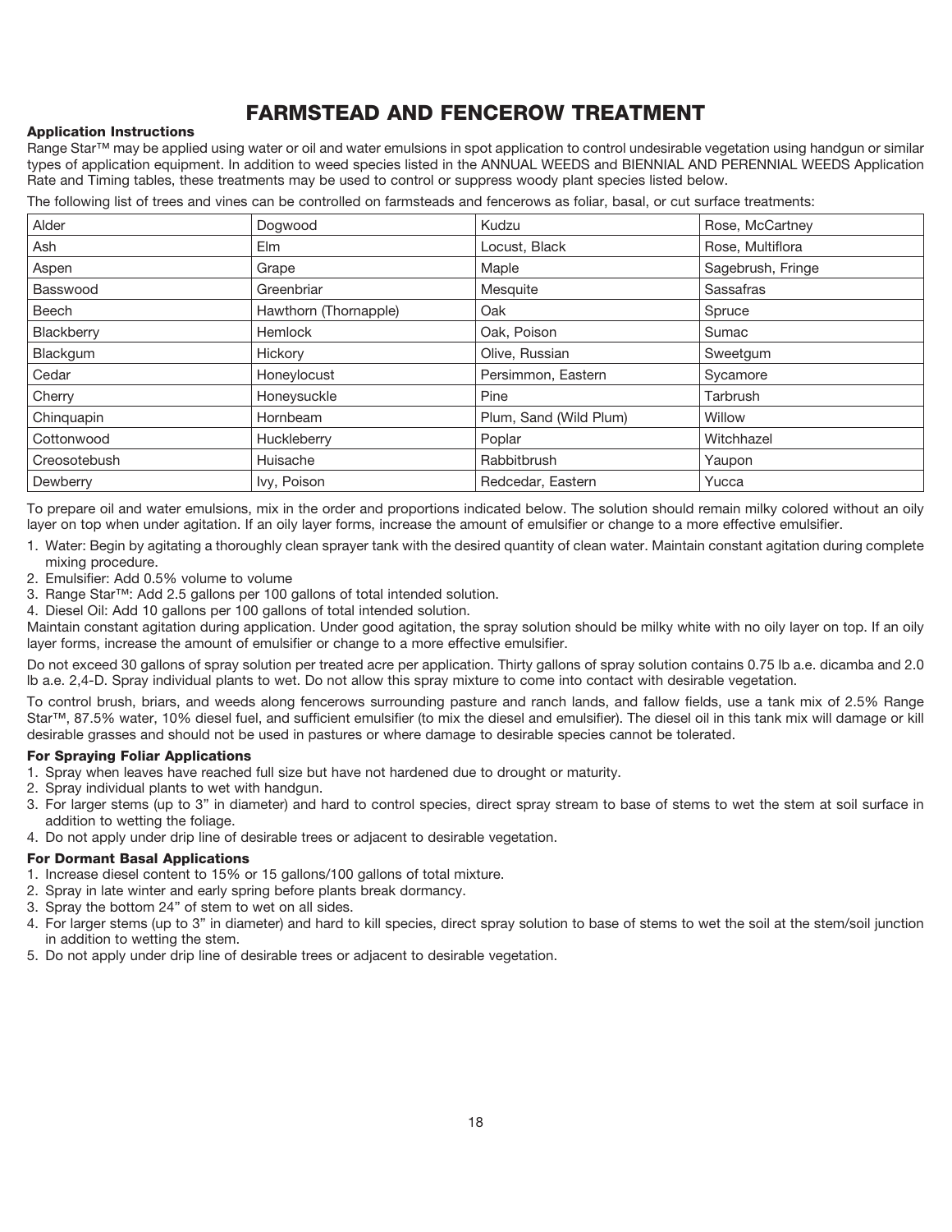# FARMSTEAD AND FENCEROW TREATMENT

**Application Instructions**

Range Star™ may be applied using water or oil and water emulsions in spot application to control undesirable vegetation using handgun or similar types of application equipment. In addition to weed species listed in the ANNUAL WEEDS and BIENNIAL AND PERENNIAL WEEDS Application Rate and Timing tables, these treatments may be used to control or suppress woody plant species listed below.

The following list of trees and vines can be controlled on farmsteads and fencerows as foliar, basal, or cut surface treatments:

| | | | |
|---|---|---|---|
| Alder | Dogwood | Kudzu | Rose, McCartney |
| Ash | Elm | Locust, Black | Rose, Multiflora |
| Aspen | Grape | Maple | Sagebrush, Fringe |
| Basswood | Greenbriar | Mesquite | Sassafras |
| Beech | Hawthorn (Thornapple) | Oak | Spruce |
| Blackberry | Hemlock | Oak, Poison | Sumac |
| Blackgum | Hickory | Olive, Russian | Sweetgum |
| Cedar | Honeylocust | Persimmon, Eastern | Sycamore |
| Cherry | Honeysuckle | Pine | Tarbrush |
| Chinquapin | Hornbeam | Plum, Sand (Wild Plum) | Willow |
| Cottonwood | Huckleberry | Poplar | Witchhazel |
| Creosotebush | Huisache | Rabbitbrush | Yaupon |
| Dewberry | Ivy, Poison | Redcedar, Eastern | Yucca |

To prepare oil and water emulsions, mix in the order and proportions indicated below. The solution should remain milky colored without an oily layer on top when under agitation. If an oily layer forms, increase the amount of emulsifier or change to a more effective emulsifier.

1. Water: Begin by agitating a thoroughly clean sprayer tank with the desired quantity of clean water. Maintain constant agitation during complete mixing procedure.
2. Emulsifier: Add 0.5% volume to volume
3. Range Star™: Add 2.5 gallons per 100 gallons of total intended solution.
4. Diesel Oil: Add 10 gallons per 100 gallons of total intended solution.

Maintain constant agitation during application. Under good agitation, the spray solution should be milky white with no oily layer on top. If an oily layer forms, increase the amount of emulsifier or change to a more effective emulsifier.

Do not exceed 30 gallons of spray solution per treated acre per application. Thirty gallons of spray solution contains 0.75 lb a.e. dicamba and 2.0 lb a.e. 2,4-D. Spray individual plants to wet. Do not allow this spray mixture to come into contact with desirable vegetation.

To control brush, briars, and weeds along fencerows surrounding pasture and ranch lands, and fallow fields, use a tank mix of 2.5% Range Star™, 87.5% water, 10% diesel fuel, and sufficient emulsifier (to mix the diesel and emulsifier). The diesel oil in this tank mix will damage or kill desirable grasses and should not be used in pastures or where damage to desirable species cannot be tolerated.

**For Spraying Foliar Applications**

1. Spray when leaves have reached full size but have not hardened due to drought or maturity.
2. Spray individual plants to wet with handgun.
3. For larger stems (up to 3" in diameter) and hard to control species, direct spray stream to base of stems to wet the stem at soil surface in addition to wetting the foliage.
4. Do not apply under drip line of desirable trees or adjacent to desirable vegetation.

**For Dormant Basal Applications**

1. Increase diesel content to 15% or 15 gallons/100 gallons of total mixture.
2. Spray in late winter and early spring before plants break dormancy.
3. Spray the bottom 24" of stem to wet on all sides.
4. For larger stems (up to 3" in diameter) and hard to kill species, direct spray solution to base of stems to wet the soil at the stem/soil junction in addition to wetting the stem.
5. Do not apply under drip line of desirable trees or adjacent to desirable vegetation.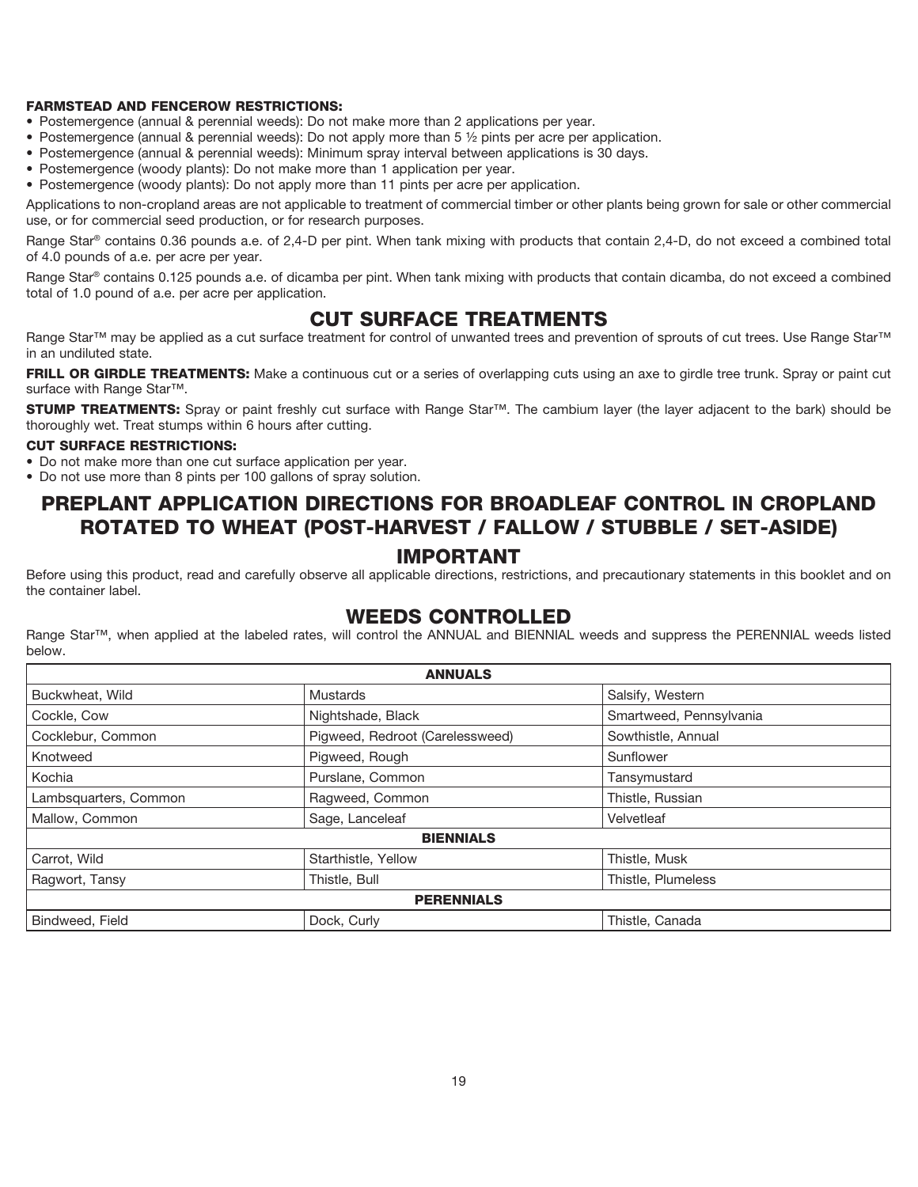**FARMSTEAD AND FENCEROW RESTRICTIONS:**

- Postemergence (annual & perennial weeds): Do not make more than 2 applications per year.
- Postemergence (annual & perennial weeds): Do not apply more than 5 ½ pints per acre per application.
- Postemergence (annual & perennial weeds): Minimum spray interval between applications is 30 days.
- Postemergence (woody plants): Do not make more than 1 application per year.
- Postemergence (woody plants): Do not apply more than 11 pints per acre per application.

Applications to non-cropland areas are not applicable to treatment of commercial timber or other plants being grown for sale or other commercial use, or for commercial seed production, or for research purposes.

Range Star® contains 0.36 pounds a.e. of 2,4-D per pint. When tank mixing with products that contain 2,4-D, do not exceed a combined total of 4.0 pounds of a.e. per acre per year.

Range Star® contains 0.125 pounds a.e. of dicamba per pint. When tank mixing with products that contain dicamba, do not exceed a combined total of 1.0 pound of a.e. per acre per application.

## CUT SURFACE TREATMENTS

Range Star™ may be applied as a cut surface treatment for control of unwanted trees and prevention of sprouts of cut trees. Use Range Star™ in an undiluted state.

**FRILL OR GIRDLE TREATMENTS:** Make a continuous cut or a series of overlapping cuts using an axe to girdle tree trunk. Spray or paint cut surface with Range Star™.

**STUMP TREATMENTS:** Spray or paint freshly cut surface with Range Star™. The cambium layer (the layer adjacent to the bark) should be thoroughly wet. Treat stumps within 6 hours after cutting.

**CUT SURFACE RESTRICTIONS:**

- Do not make more than one cut surface application per year.
- Do not use more than 8 pints per 100 gallons of spray solution.

# PREPLANT APPLICATION DIRECTIONS FOR BROADLEAF CONTROL IN CROPLAND ROTATED TO WHEAT (POST-HARVEST / FALLOW / STUBBLE / SET-ASIDE)

## IMPORTANT

Before using this product, read and carefully observe all applicable directions, restrictions, and precautionary statements in this booklet and on the container label.

## WEEDS CONTROLLED

Range Star™, when applied at the labeled rates, will control the ANNUAL and BIENNIAL weeds and suppress the PERENNIAL weeds listed below.

| ANNUALS | | |
|---|---|---|
| Buckwheat, Wild | Mustards | Salsify, Western |
| Cockle, Cow | Nightshade, Black | Smartweed, Pennsylvania |
| Cocklebur, Common | Pigweed, Redroot (Carelessweed) | Sowthistle, Annual |
| Knotweed | Pigweed, Rough | Sunflower |
| Kochia | Purslane, Common | Tansymustard |
| Lambsquarters, Common | Ragweed, Common | Thistle, Russian |
| Mallow, Common | Sage, Lanceleaf | Velvetleaf |
| **BIENNIALS** | | |
| Carrot, Wild | Starthistle, Yellow | Thistle, Musk |
| Ragwort, Tansy | Thistle, Bull | Thistle, Plumeless |
| **PERENNIALS** | | |
| Bindweed, Field | Dock, Curly | Thistle, Canada |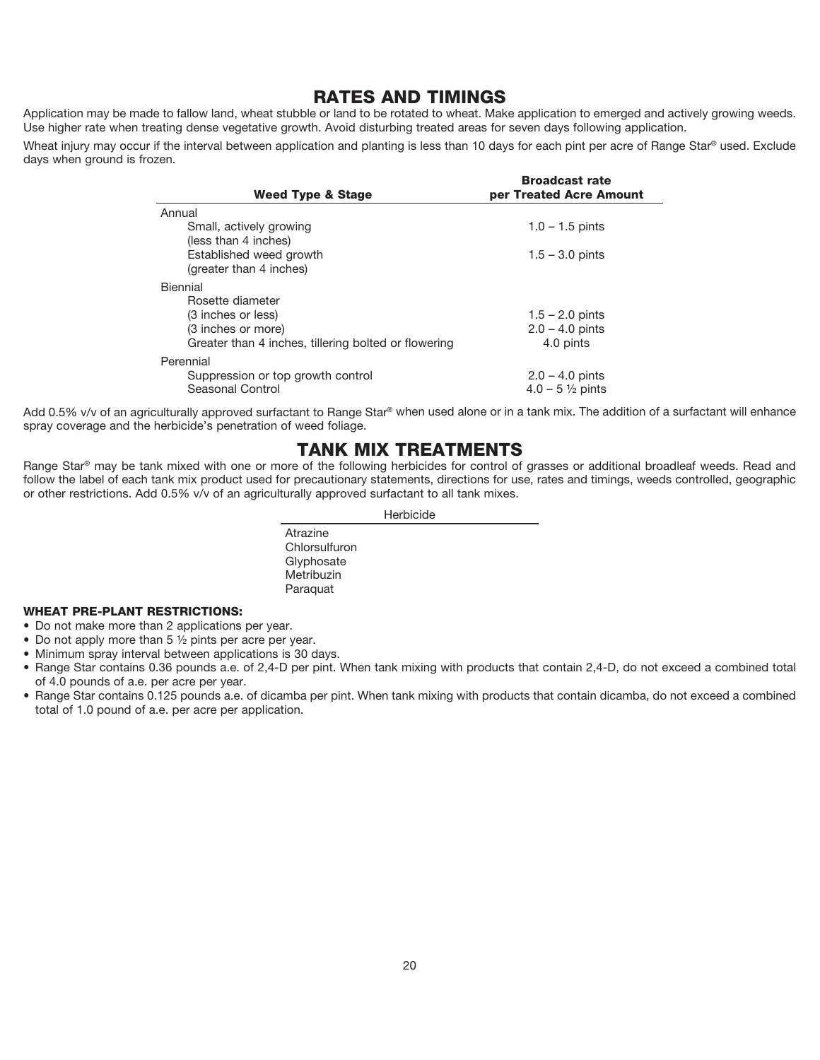## RATES AND TIMINGS

Application may be made to fallow land, wheat stubble or land to be rotated to wheat. Make application to emerged and actively growing weeds. Use higher rate when treating dense vegetative growth. Avoid disturbing treated areas for seven days following application.

Wheat injury may occur if the interval between application and planting is less than 10 days for each pint per acre of Range Star® used. Exclude days when ground is frozen.

| Weed Type & Stage | Broadcast rate per Treated Acre Amount |
|---|---|
| Annual | |
| Small, actively growing (less than 4 inches) | 1.0 – 1.5 pints |
| Established weed growth (greater than 4 inches) | 1.5 – 3.0 pints |
| Biennial | |
| Rosette diameter | |
| (3 inches or less) | 1.5 – 2.0 pints |
| (3 inches or more) | 2.0 – 4.0 pints |
| Greater than 4 inches, tillering bolted or flowering | 4.0 pints |
| Perennial | |
| Suppression or top growth control | 2.0 – 4.0 pints |
| Seasonal Control | 4.0 – 5 ½ pints |

Add 0.5% v/v of an agriculturally approved surfactant to Range Star® when used alone or in a tank mix. The addition of a surfactant will enhance spray coverage and the herbicide's penetration of weed foliage.

## TANK MIX TREATMENTS

Range Star® may be tank mixed with one or more of the following herbicides for control of grasses or additional broadleaf weeds. Read and follow the label of each tank mix product used for precautionary statements, directions for use, rates and timings, weeds controlled, geographic or other restrictions. Add 0.5% v/v of an agriculturally approved surfactant to all tank mixes.

| Herbicide |
|---|
| Atrazine |
| Chlorsulfuron |
| Glyphosate |
| Metribuzin |
| Paraquat |

**WHEAT PRE-PLANT RESTRICTIONS:**

- Do not make more than 2 applications per year.
- Do not apply more than 5 ½ pints per acre per year.
- Minimum spray interval between applications is 30 days.
- Range Star contains 0.36 pounds a.e. of 2,4-D per pint. When tank mixing with products that contain 2,4-D, do not exceed a combined total of 4.0 pounds of a.e. per acre per year.
- Range Star contains 0.125 pounds a.e. of dicamba per pint. When tank mixing with products that contain dicamba, do not exceed a combined total of 1.0 pound of a.e. per acre per application.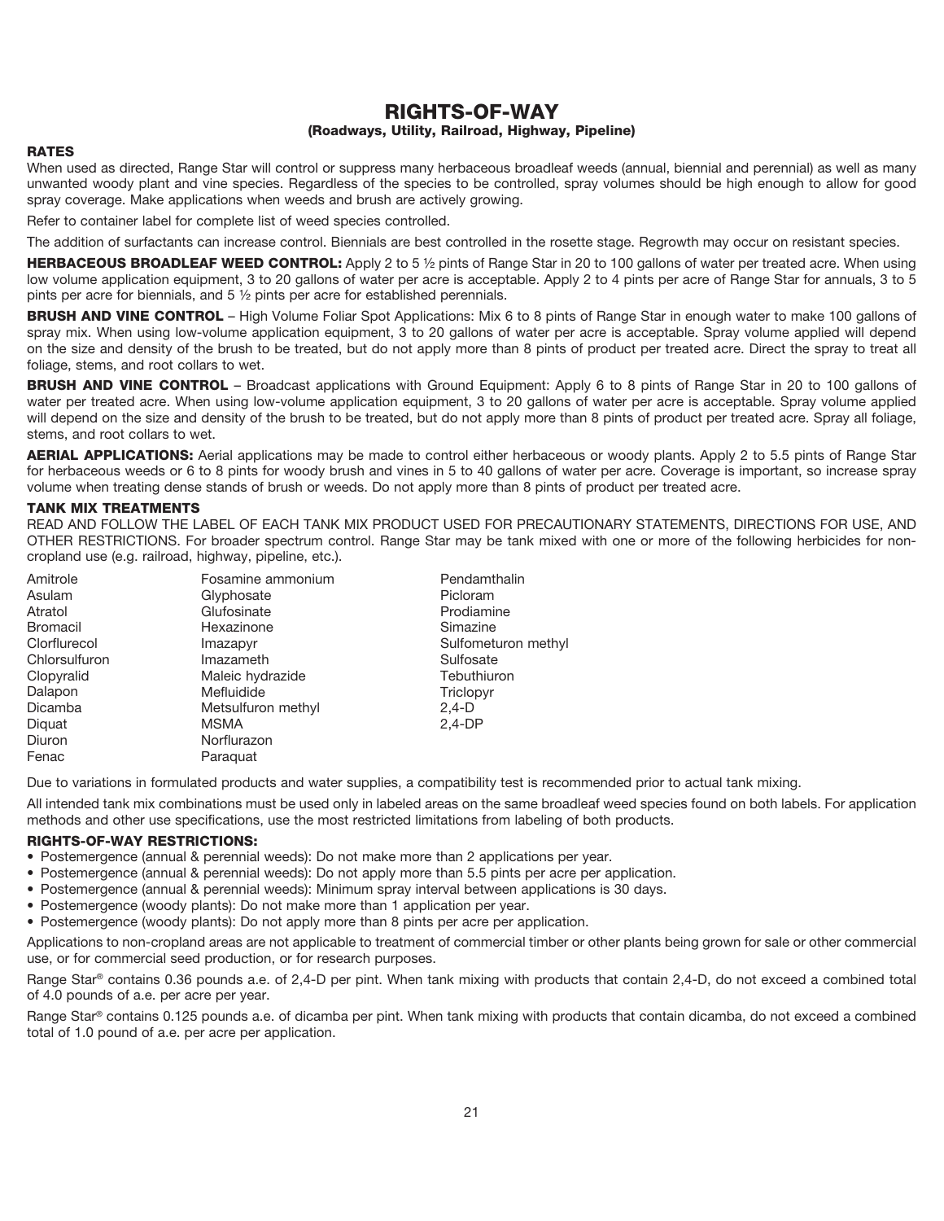# RIGHTS-OF-WAY

**(Roadways, Utility, Railroad, Highway, Pipeline)**

### RATES

When used as directed, Range Star will control or suppress many herbaceous broadleaf weeds (annual, biennial and perennial) as well as many unwanted woody plant and vine species. Regardless of the species to be controlled, spray volumes should be high enough to allow for good spray coverage. Make applications when weeds and brush are actively growing.

Refer to container label for complete list of weed species controlled.

The addition of surfactants can increase control. Biennials are best controlled in the rosette stage. Regrowth may occur on resistant species.

**HERBACEOUS BROADLEAF WEED CONTROL:** Apply 2 to 5 ½ pints of Range Star in 20 to 100 gallons of water per treated acre. When using low volume application equipment, 3 to 20 gallons of water per acre is acceptable. Apply 2 to 4 pints per acre of Range Star for annuals, 3 to 5 pints per acre for biennials, and 5 ½ pints per acre for established perennials.

**BRUSH AND VINE CONTROL** – High Volume Foliar Spot Applications: Mix 6 to 8 pints of Range Star in enough water to make 100 gallons of spray mix. When using low-volume application equipment, 3 to 20 gallons of water per acre is acceptable. Spray volume applied will depend on the size and density of the brush to be treated, but do not apply more than 8 pints of product per treated acre. Direct the spray to treat all foliage, stems, and root collars to wet.

**BRUSH AND VINE CONTROL** – Broadcast applications with Ground Equipment: Apply 6 to 8 pints of Range Star in 20 to 100 gallons of water per treated acre. When using low-volume application equipment, 3 to 20 gallons of water per acre is acceptable. Spray volume applied will depend on the size and density of the brush to be treated, but do not apply more than 8 pints of product per treated acre. Spray all foliage, stems, and root collars to wet.

**AERIAL APPLICATIONS:** Aerial applications may be made to control either herbaceous or woody plants. Apply 2 to 5.5 pints of Range Star for herbaceous weeds or 6 to 8 pints for woody brush and vines in 5 to 40 gallons of water per acre. Coverage is important, so increase spray volume when treating dense stands of brush or weeds. Do not apply more than 8 pints of product per treated acre.

### TANK MIX TREATMENTS

READ AND FOLLOW THE LABEL OF EACH TANK MIX PRODUCT USED FOR PRECAUTIONARY STATEMENTS, DIRECTIONS FOR USE, AND OTHER RESTRICTIONS. For broader spectrum control. Range Star may be tank mixed with one or more of the following herbicides for non-cropland use (e.g. railroad, highway, pipeline, etc.).

- Amitrole
- Asulam
- Atratol
- Bromacil
- Clorflurecol
- Chlorsulfuron
- Clopyralid
- Dalapon
- Dicamba
- Diquat
- Diuron
- Fenac
- Fosamine ammonium
- Glyphosate
- Glufosinate
- Hexazinone
- Imazapyr
- Imazameth
- Maleic hydrazide
- Mefluidide
- Metsulfuron methyl
- MSMA
- Norflurazon
- Paraquat
- Pendamthalin
- Picloram
- Prodiamine
- Simazine
- Sulfometuron methyl
- Sulfosate
- Tebuthiuron
- Triclopyr
- 2,4-D
- 2,4-DP

Due to variations in formulated products and water supplies, a compatibility test is recommended prior to actual tank mixing.

All intended tank mix combinations must be used only in labeled areas on the same broadleaf weed species found on both labels. For application methods and other use specifications, use the most restricted limitations from labeling of both products.

### RIGHTS-OF-WAY RESTRICTIONS:

- Postemergence (annual & perennial weeds): Do not make more than 2 applications per year.
- Postemergence (annual & perennial weeds): Do not apply more than 5.5 pints per acre per application.
- Postemergence (annual & perennial weeds): Minimum spray interval between applications is 30 days.
- Postemergence (woody plants): Do not make more than 1 application per year.
- Postemergence (woody plants): Do not apply more than 8 pints per acre per application.

Applications to non-cropland areas are not applicable to treatment of commercial timber or other plants being grown for sale or other commercial use, or for commercial seed production, or for research purposes.

Range Star® contains 0.36 pounds a.e. of 2,4-D per pint. When tank mixing with products that contain 2,4-D, do not exceed a combined total of 4.0 pounds of a.e. per acre per year.

Range Star® contains 0.125 pounds a.e. of dicamba per pint. When tank mixing with products that contain dicamba, do not exceed a combined total of 1.0 pound of a.e. per acre per application.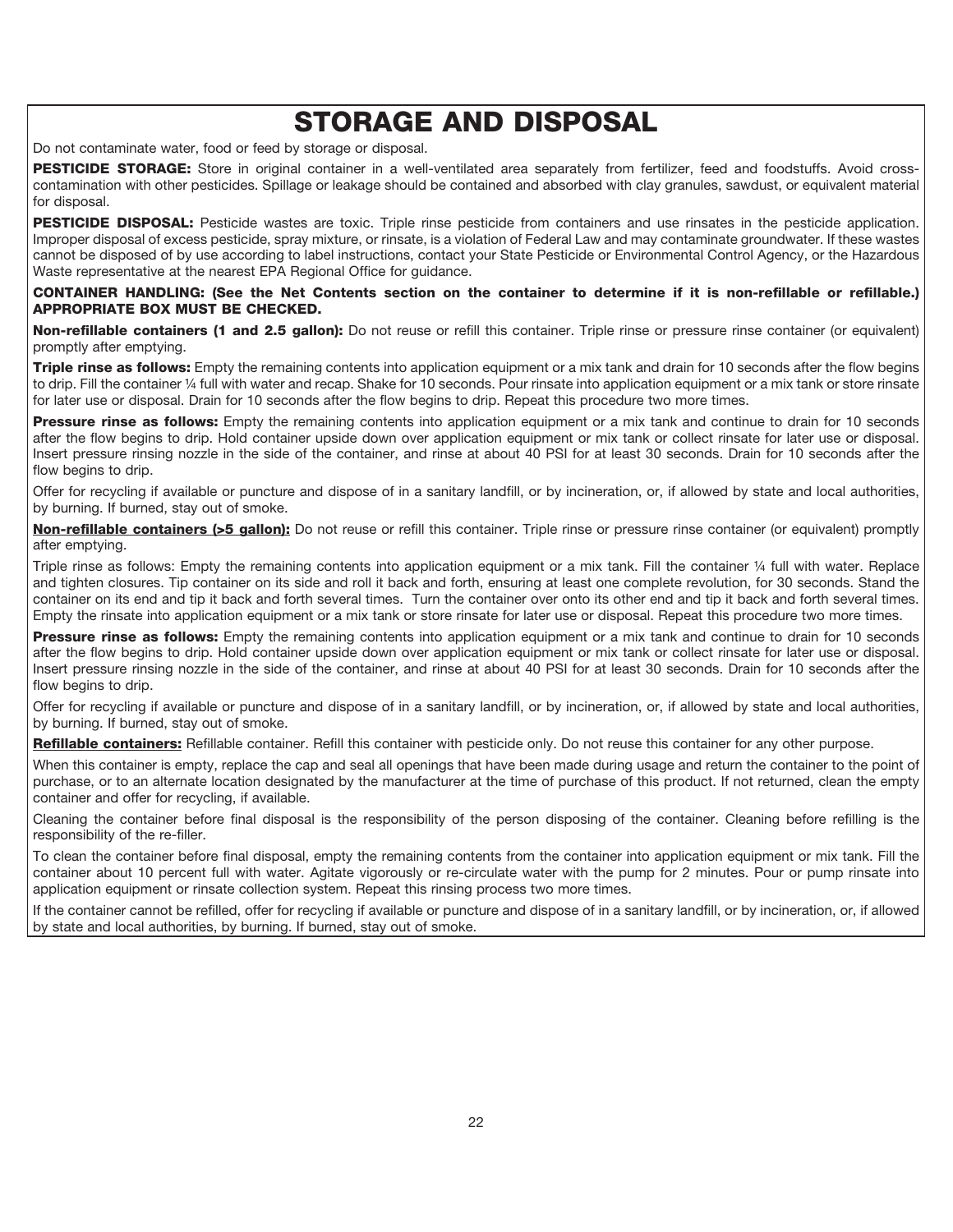# STORAGE AND DISPOSAL

Do not contaminate water, food or feed by storage or disposal.

**PESTICIDE STORAGE:** Store in original container in a well-ventilated area separately from fertilizer, feed and foodstuffs. Avoid cross-contamination with other pesticides. Spillage or leakage should be contained and absorbed with clay granules, sawdust, or equivalent material for disposal.

**PESTICIDE DISPOSAL:** Pesticide wastes are toxic. Triple rinse pesticide from containers and use rinsates in the pesticide application. Improper disposal of excess pesticide, spray mixture, or rinsate, is a violation of Federal Law and may contaminate groundwater. If these wastes cannot be disposed of by use according to label instructions, contact your State Pesticide or Environmental Control Agency, or the Hazardous Waste representative at the nearest EPA Regional Office for guidance.

**CONTAINER HANDLING: (See the Net Contents section on the container to determine if it is non-refillable or refillable.) APPROPRIATE BOX MUST BE CHECKED.**

**Non-refillable containers (1 and 2.5 gallon):** Do not reuse or refill this container. Triple rinse or pressure rinse container (or equivalent) promptly after emptying.

**Triple rinse as follows:** Empty the remaining contents into application equipment or a mix tank and drain for 10 seconds after the flow begins to drip. Fill the container ¼ full with water and recap. Shake for 10 seconds. Pour rinsate into application equipment or a mix tank or store rinsate for later use or disposal. Drain for 10 seconds after the flow begins to drip. Repeat this procedure two more times.

**Pressure rinse as follows:** Empty the remaining contents into application equipment or a mix tank and continue to drain for 10 seconds after the flow begins to drip. Hold container upside down over application equipment or mix tank or collect rinsate for later use or disposal. Insert pressure rinsing nozzle in the side of the container, and rinse at about 40 PSI for at least 30 seconds. Drain for 10 seconds after the flow begins to drip.

Offer for recycling if available or puncture and dispose of in a sanitary landfill, or by incineration, or, if allowed by state and local authorities, by burning. If burned, stay out of smoke.

**<u>Non-refillable containers (>5 gallon):</u>** Do not reuse or refill this container. Triple rinse or pressure rinse container (or equivalent) promptly after emptying.

Triple rinse as follows: Empty the remaining contents into application equipment or a mix tank. Fill the container ¼ full with water. Replace and tighten closures. Tip container on its side and roll it back and forth, ensuring at least one complete revolution, for 30 seconds. Stand the container on its end and tip it back and forth several times. Turn the container over onto its other end and tip it back and forth several times. Empty the rinsate into application equipment or a mix tank or store rinsate for later use or disposal. Repeat this procedure two more times.

**Pressure rinse as follows:** Empty the remaining contents into application equipment or a mix tank and continue to drain for 10 seconds after the flow begins to drip. Hold container upside down over application equipment or mix tank or collect rinsate for later use or disposal. Insert pressure rinsing nozzle in the side of the container, and rinse at about 40 PSI for at least 30 seconds. Drain for 10 seconds after the flow begins to drip.

Offer for recycling if available or puncture and dispose of in a sanitary landfill, or by incineration, or, if allowed by state and local authorities, by burning. If burned, stay out of smoke.

**<u>Refillable containers:</u>** Refillable container. Refill this container with pesticide only. Do not reuse this container for any other purpose.

When this container is empty, replace the cap and seal all openings that have been made during usage and return the container to the point of purchase, or to an alternate location designated by the manufacturer at the time of purchase of this product. If not returned, clean the empty container and offer for recycling, if available.

Cleaning the container before final disposal is the responsibility of the person disposing of the container. Cleaning before refilling is the responsibility of the re-filler.

To clean the container before final disposal, empty the remaining contents from the container into application equipment or mix tank. Fill the container about 10 percent full with water. Agitate vigorously or re-circulate water with the pump for 2 minutes. Pour or pump rinsate into application equipment or rinsate collection system. Repeat this rinsing process two more times.

If the container cannot be refilled, offer for recycling if available or puncture and dispose of in a sanitary landfill, or by incineration, or, if allowed by state and local authorities, by burning. If burned, stay out of smoke.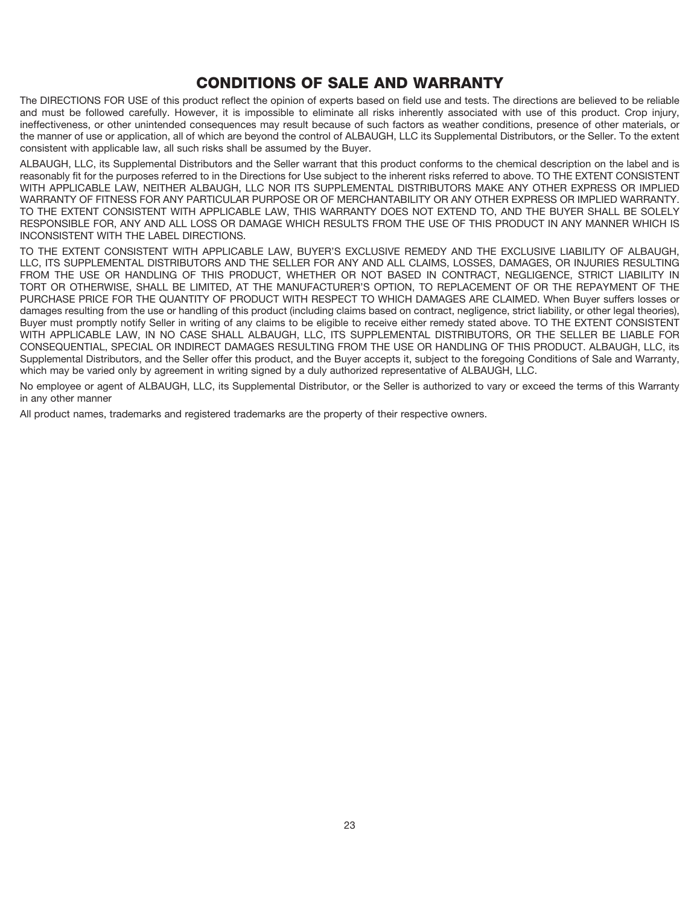## CONDITIONS OF SALE AND WARRANTY

The DIRECTIONS FOR USE of this product reflect the opinion of experts based on field use and tests. The directions are believed to be reliable and must be followed carefully. However, it is impossible to eliminate all risks inherently associated with use of this product. Crop injury, ineffectiveness, or other unintended consequences may result because of such factors as weather conditions, presence of other materials, or the manner of use or application, all of which are beyond the control of ALBAUGH, LLC its Supplemental Distributors, or the Seller. To the extent consistent with applicable law, all such risks shall be assumed by the Buyer.

ALBAUGH, LLC, its Supplemental Distributors and the Seller warrant that this product conforms to the chemical description on the label and is reasonably fit for the purposes referred to in the Directions for Use subject to the inherent risks referred to above. TO THE EXTENT CONSISTENT WITH APPLICABLE LAW, NEITHER ALBAUGH, LLC NOR ITS SUPPLEMENTAL DISTRIBUTORS MAKE ANY OTHER EXPRESS OR IMPLIED WARRANTY OF FITNESS FOR ANY PARTICULAR PURPOSE OR OF MERCHANTABILITY OR ANY OTHER EXPRESS OR IMPLIED WARRANTY. TO THE EXTENT CONSISTENT WITH APPLICABLE LAW, THIS WARRANTY DOES NOT EXTEND TO, AND THE BUYER SHALL BE SOLELY RESPONSIBLE FOR, ANY AND ALL LOSS OR DAMAGE WHICH RESULTS FROM THE USE OF THIS PRODUCT IN ANY MANNER WHICH IS INCONSISTENT WITH THE LABEL DIRECTIONS.

TO THE EXTENT CONSISTENT WITH APPLICABLE LAW, BUYER'S EXCLUSIVE REMEDY AND THE EXCLUSIVE LIABILITY OF ALBAUGH, LLC, ITS SUPPLEMENTAL DISTRIBUTORS AND THE SELLER FOR ANY AND ALL CLAIMS, LOSSES, DAMAGES, OR INJURIES RESULTING FROM THE USE OR HANDLING OF THIS PRODUCT, WHETHER OR NOT BASED IN CONTRACT, NEGLIGENCE, STRICT LIABILITY IN TORT OR OTHERWISE, SHALL BE LIMITED, AT THE MANUFACTURER'S OPTION, TO REPLACEMENT OF OR THE REPAYMENT OF THE PURCHASE PRICE FOR THE QUANTITY OF PRODUCT WITH RESPECT TO WHICH DAMAGES ARE CLAIMED. When Buyer suffers losses or damages resulting from the use or handling of this product (including claims based on contract, negligence, strict liability, or other legal theories), Buyer must promptly notify Seller in writing of any claims to be eligible to receive either remedy stated above. TO THE EXTENT CONSISTENT WITH APPLICABLE LAW, IN NO CASE SHALL ALBAUGH, LLC, ITS SUPPLEMENTAL DISTRIBUTORS, OR THE SELLER BE LIABLE FOR CONSEQUENTIAL, SPECIAL OR INDIRECT DAMAGES RESULTING FROM THE USE OR HANDLING OF THIS PRODUCT. ALBAUGH, LLC, its Supplemental Distributors, and the Seller offer this product, and the Buyer accepts it, subject to the foregoing Conditions of Sale and Warranty, which may be varied only by agreement in writing signed by a duly authorized representative of ALBAUGH, LLC.

No employee or agent of ALBAUGH, LLC, its Supplemental Distributor, or the Seller is authorized to vary or exceed the terms of this Warranty in any other manner

All product names, trademarks and registered trademarks are the property of their respective owners.